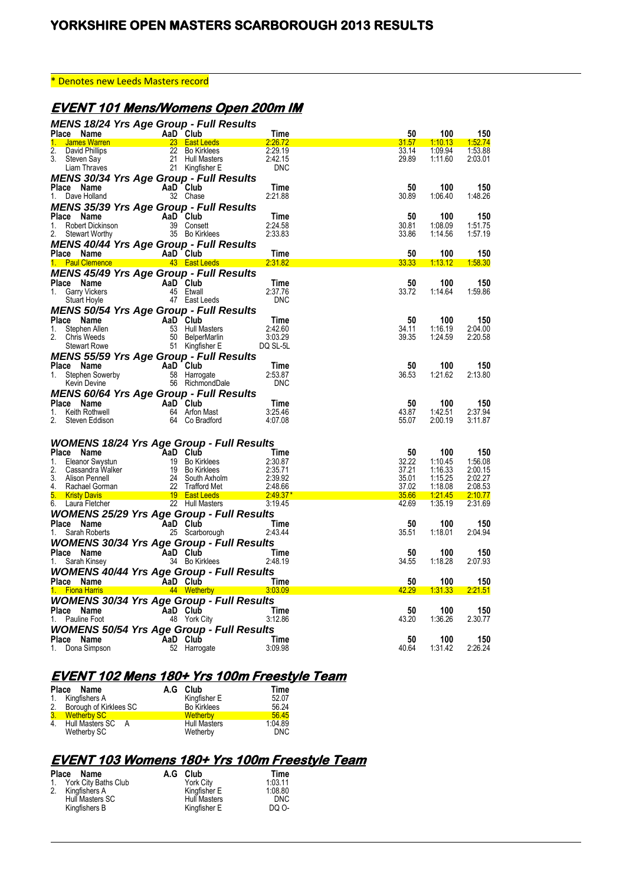# YORKSHIRE OPEN MASTERS SCARBOROUGH 2013 RESULTS

* Denotes new Leeds Masters record

## EVENT 101 Mens/Womens Open 200m IM

### MENS 18/24 Yrs Age Group - Full Results

| Place | Name | AaD | Club | Time | 50 | 100 | 150 |
|---|---|---|---|---|---|---|---|
| 1. | James Warren | 23 | East Leeds | 2:26.72 | 31.57 | 1:10.13 | 1:52.74 |
| 2. | David Phillips | 22 | Bo Kirklees | 2:29.19 | 33.14 | 1:09.94 | 1:53.88 |
| 3. | Steven Say | 21 | Hull Masters | 2:42.15 | 29.89 | 1:11.60 | 2:03.01 |
| | Liam Thraves | 21 | Kingfisher E | DNC | | | |

### MENS 30/34 Yrs Age Group - Full Results

| Place | Name | AaD | Club | Time | 50 | 100 | 150 |
|---|---|---|---|---|---|---|---|
| 1. | Dave Holland | 32 | Chase | 2:21.88 | 30.89 | 1:06.40 | 1:48.26 |

### MENS 35/39 Yrs Age Group - Full Results

| Place | Name | AaD | Club | Time | 50 | 100 | 150 |
|---|---|---|---|---|---|---|---|
| 1. | Robert Dickinson | 39 | Consett | 2:24.58 | 30.81 | 1:08.09 | 1:51.75 |
| 2. | Stewart Worthy | 35 | Bo Kirklees | 2:33.83 | 33.86 | 1:14.56 | 1:57.19 |

### MENS 40/44 Yrs Age Group - Full Results

| Place | Name | AaD | Club | Time | 50 | 100 | 150 |
|---|---|---|---|---|---|---|---|
| 1. | Paul Clemence | 43 | East Leeds | 2:31.82 | 33.33 | 1:13.12 | 1:58.30 |

### MENS 45/49 Yrs Age Group - Full Results

| Place | Name | AaD | Club | Time | 50 | 100 | 150 |
|---|---|---|---|---|---|---|---|
| 1. | Garry Vickers | 45 | Etwall | 2:37.76 | 33.72 | 1:14.64 | 1:59.86 |
| | Stuart Hoyle | 47 | East Leeds | DNC | | | |

### MENS 50/54 Yrs Age Group - Full Results

| Place | Name | AaD | Club | Time | 50 | 100 | 150 |
|---|---|---|---|---|---|---|---|
| 1. | Stephen Allen | 53 | Hull Masters | 2:42.60 | 34.11 | 1:16.19 | 2:04.00 |
| 2. | Chris Weeds | 50 | BelperMarlin | 3:03.29 | 39.35 | 1:24.59 | 2:20.58 |
| | Stewart Rowe | 51 | Kingfisher E | DQ SL-5L | | | |

### MENS 55/59 Yrs Age Group - Full Results

| Place | Name | AaD | Club | Time | 50 | 100 | 150 |
|---|---|---|---|---|---|---|---|
| 1. | Stephen Sowerby | 58 | Harrogate | 2:53.87 | 36.53 | 1:21.62 | 2:13.80 |
| | Kevin Devine | 56 | RichmondDale | DNC | | | |

### MENS 60/64 Yrs Age Group - Full Results

| Place | Name | AaD | Club | Time | 50 | 100 | 150 |
|---|---|---|---|---|---|---|---|
| 1. | Keith Rothwell | 64 | Arfon Mast | 3:25.46 | 43.87 | 1:42.51 | 2:37.94 |
| 2. | Steven Eddison | 64 | Co Bradford | 4:07.08 | 55.07 | 2:00.19 | 3:11.87 |

### WOMENS 18/24 Yrs Age Group - Full Results

| Place | Name | AaD | Club | Time | 50 | 100 | 150 |
|---|---|---|---|---|---|---|---|
| 1. | Eleanor Swystun | 19 | Bo Kirklees | 2:30.87 | 32.22 | 1:10.45 | 1:56.08 |
| 2. | Cassandra Walker | 19 | Bo Kirklees | 2:35.71 | 37.21 | 1:16.33 | 2:00.15 |
| 3. | Alison Pennell | 24 | South Axholm | 2:39.92 | 35.01 | 1:15.25 | 2:02.27 |
| 4. | Rachael Gorman | 22 | Trafford Met | 2:48.66 | 37.02 | 1:18.08 | 2:08.53 |
| 5. | Kristy Davis | 19 | East Leeds | 2:49.37* | 35.66 | 1:21.45 | 2:10.77 |
| 6. | Laura Fletcher | 22 | Hull Masters | 3:19.45 | 42.69 | 1:35.19 | 2:31.69 |

### WOMENS 25/29 Yrs Age Group - Full Results

| Place | Name | AaD | Club | Time | 50 | 100 | 150 |
|---|---|---|---|---|---|---|---|
| 1. | Sarah Roberts | 25 | Scarborough | 2:43.44 | 35.51 | 1:18.01 | 2:04.94 |

### WOMENS 30/34 Yrs Age Group - Full Results

| Place | Name | AaD | Club | Time | 50 | 100 | 150 |
|---|---|---|---|---|---|---|---|
| 1. | Sarah Kinsey | 34 | Bo Kirklees | 2:48.19 | 34.55 | 1:18.28 | 2:07.93 |

### WOMENS 40/44 Yrs Age Group - Full Results

| Place | Name | AaD | Club | Time | 50 | 100 | 150 |
|---|---|---|---|---|---|---|---|
| 1. | Fiona Harris | 44 | Wetherby | 3:03.09 | 42.29 | 1:31.33 | 2:21.51 |

### WOMENS 30/34 Yrs Age Group - Full Results

| Place | Name | AaD | Club | Time | 50 | 100 | 150 |
|---|---|---|---|---|---|---|---|
| 1. | Pauline Foot | 48 | York City | 3:12.86 | 43.20 | 1:36.26 | 2.30.77 |

### WOMENS 50/54 Yrs Age Group - Full Results

| Place | Name | AaD | Club | Time | 50 | 100 | 150 |
|---|---|---|---|---|---|---|---|
| 1. | Dona Simpson | 52 | Harrogate | 3:09.98 | 40.64 | 1:31.42 | 2:26.24 |

## EVENT 102 Mens 180+ Yrs 100m Freestyle Team

| Place | Name | A.G | Club | Time |
|---|---|---|---|---|
| 1. | Kingfishers A | | Kingfisher E | 52.07 |
| 2. | Borough of Kirklees SC | | Bo Kirklees | 56.24 |
| 3. | Wetherby SC | | Wetherby | 56.45 |
| 4. | Hull Masters SC A | | Hull Masters | 1:04.89 |
| | Wetherby SC | | Wetherby | DNC |

## EVENT 103 Womens 180+ Yrs 100m Freestyle Team

| Place | Name | A.G | Club | Time |
|---|---|---|---|---|
| 1. | York City Baths Club | | York City | 1:03.11 |
| 2. | Kingfishers A | | Kingfisher E | 1:08.80 |
| | Hull Masters SC | | Hull Masters | DNC |
| | Kingfishers B | | Kingfisher E | DQ O- |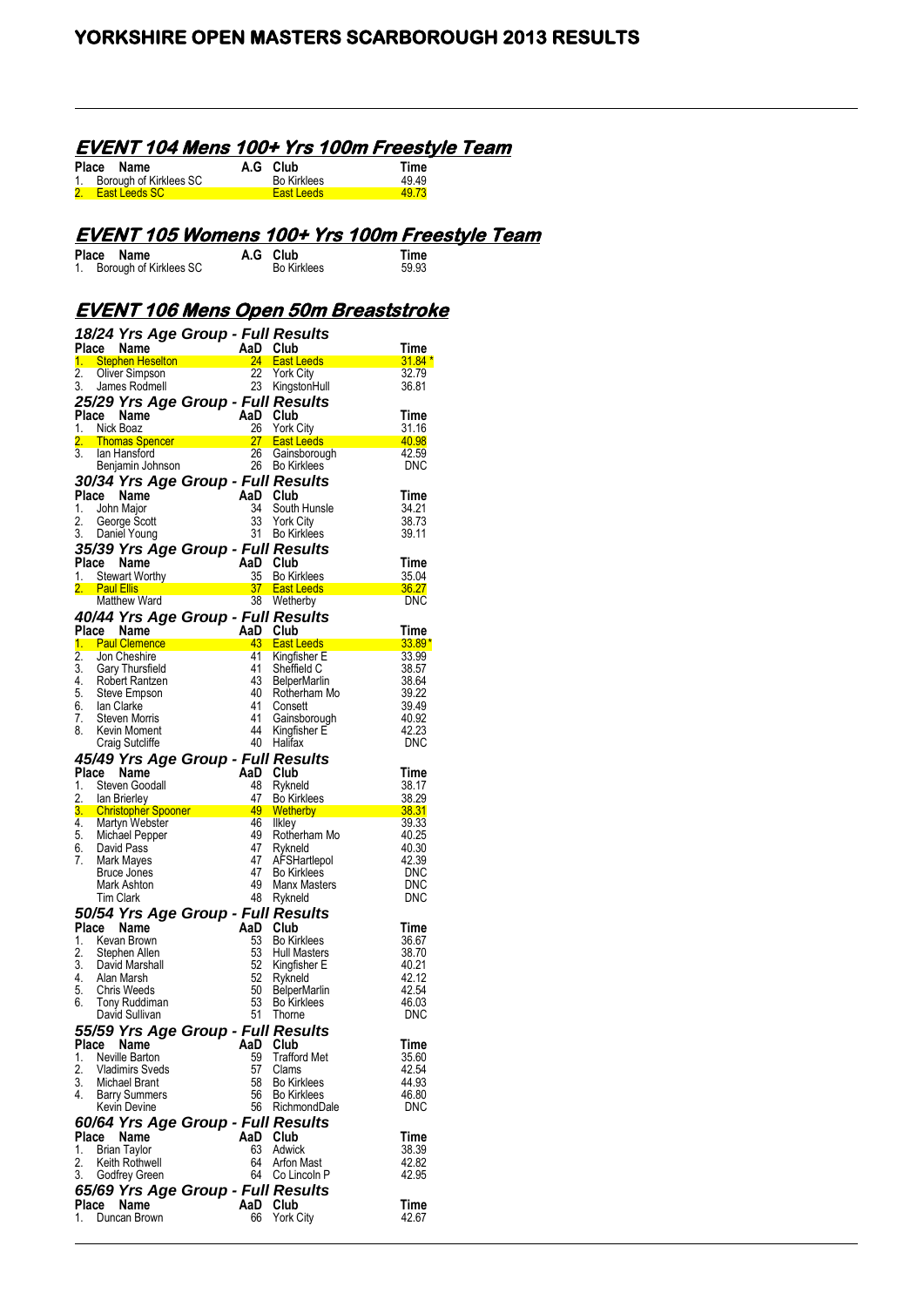# YORKSHIRE OPEN MASTERS SCARBOROUGH 2013 RESULTS

## EVENT 104 Mens 100+ Yrs 100m Freestyle Team

| Place | Name | A.G | Club | Time |
|---|---|---|---|---|
| 1. | Borough of Kirklees SC | | Bo Kirklees | 49.49 |
| 2. | East Leeds SC | | East Leeds | 49.73 |

## EVENT 105 Womens 100+ Yrs 100m Freestyle Team

| Place | Name | A.G | Club | Time |
|---|---|---|---|---|
| 1. | Borough of Kirklees SC | | Bo Kirklees | 59.93 |

## EVENT 106 Mens Open 50m Breaststroke

### 18/24 Yrs Age Group - Full Results

| Place | Name | AaD | Club | Time |
|---|---|---|---|---|
| 1. | Stephen Heselton | 24 | East Leeds | 31.84 * |
| 2. | Oliver Simpson | 22 | York City | 32.79 |
| 3. | James Rodmell | 23 | KingstonHull | 36.81 |

### 25/29 Yrs Age Group - Full Results

| Place | Name | AaD | Club | Time |
|---|---|---|---|---|
| 1. | Nick Boaz | 26 | York City | 31.16 |
| 2. | Thomas Spencer | 27 | East Leeds | 40.98 |
| 3. | Ian Hansford | 26 | Gainsborough | 42.59 |
| | Benjamin Johnson | 26 | Bo Kirklees | DNC |

### 30/34 Yrs Age Group - Full Results

| Place | Name | AaD | Club | Time |
|---|---|---|---|---|
| 1. | John Major | 34 | South Hunsle | 34.21 |
| 2. | George Scott | 33 | York City | 38.73 |
| 3. | Daniel Young | 31 | Bo Kirklees | 39.11 |

### 35/39 Yrs Age Group - Full Results

| Place | Name | AaD | Club | Time |
|---|---|---|---|---|
| 1. | Stewart Worthy | 35 | Bo Kirklees | 35.04 |
| 2. | Paul Ellis | 37 | East Leeds | 36.27 |
| | Matthew Ward | 38 | Wetherby | DNC |

### 40/44 Yrs Age Group - Full Results

| Place | Name | AaD | Club | Time |
|---|---|---|---|---|
| 1. | Paul Clemence | 43 | East Leeds | 33.89 * |
| 2. | Jon Cheshire | 41 | Kingfisher E | 33.99 |
| 3. | Gary Thursfield | 41 | Sheffield C | 38.57 |
| 4. | Robert Rantzen | 43 | BelperMarlin | 38.64 |
| 5. | Steve Empson | 40 | Rotherham Mo | 39.22 |
| 6. | Ian Clarke | 41 | Consett | 39.49 |
| 7. | Steven Morris | 41 | Gainsborough | 40.92 |
| 8. | Kevin Moment | 44 | Kingfisher E | 42.23 |
| | Craig Sutcliffe | 40 | Halifax | DNC |

### 45/49 Yrs Age Group - Full Results

| Place | Name | AaD | Club | Time |
|---|---|---|---|---|
| 1. | Steven Goodall | 48 | Rykneld | 38.17 |
| 2. | Ian Brierley | 47 | Bo Kirklees | 38.29 |
| 3. | Christopher Spooner | 49 | Wetherby | 38.31 |
| 4. | Martyn Webster | 46 | Ilkley | 39.33 |
| 5. | Michael Pepper | 49 | Rotherham Mo | 40.25 |
| 6. | David Pass | 47 | Rykneld | 40.30 |
| 7. | Mark Mayes | 47 | AFSHartlepol | 42.39 |
| | Bruce Jones | 47 | Bo Kirklees | DNC |
| | Mark Ashton | 49 | Manx Masters | DNC |
| | Tim Clark | 48 | Rykneld | DNC |

### 50/54 Yrs Age Group - Full Results

| Place | Name | AaD | Club | Time |
|---|---|---|---|---|
| 1. | Kevan Brown | 53 | Bo Kirklees | 36.67 |
| 2. | Stephen Allen | 53 | Hull Masters | 38.70 |
| 3. | David Marshall | 52 | Kingfisher E | 40.21 |
| 4. | Alan Marsh | 52 | Rykneld | 42.12 |
| 5. | Chris Weeds | 50 | BelperMarlin | 42.54 |
| 6. | Tony Ruddiman | 53 | Bo Kirklees | 46.03 |
| | David Sullivan | 51 | Thorne | DNC |

### 55/59 Yrs Age Group - Full Results

| Place | Name | AaD | Club | Time |
|---|---|---|---|---|
| 1. | Neville Barton | 59 | Trafford Met | 35.60 |
| 2. | Vladimirs Sveds | 57 | Clams | 42.54 |
| 3. | Michael Brant | 58 | Bo Kirklees | 44.93 |
| 4. | Barry Summers | 56 | Bo Kirklees | 46.80 |
| | Kevin Devine | 56 | RichmondDale | DNC |

### 60/64 Yrs Age Group - Full Results

| Place | Name | AaD | Club | Time |
|---|---|---|---|---|
| 1. | Brian Taylor | 63 | Adwick | 38.39 |
| 2. | Keith Rothwell | 64 | Arfon Mast | 42.82 |
| 3. | Godfrey Green | 64 | Co Lincoln P | 42.95 |

### 65/69 Yrs Age Group - Full Results

| Place | Name | AaD | Club | Time |
|---|---|---|---|---|
| 1. | Duncan Brown | 66 | York City | 42.67 |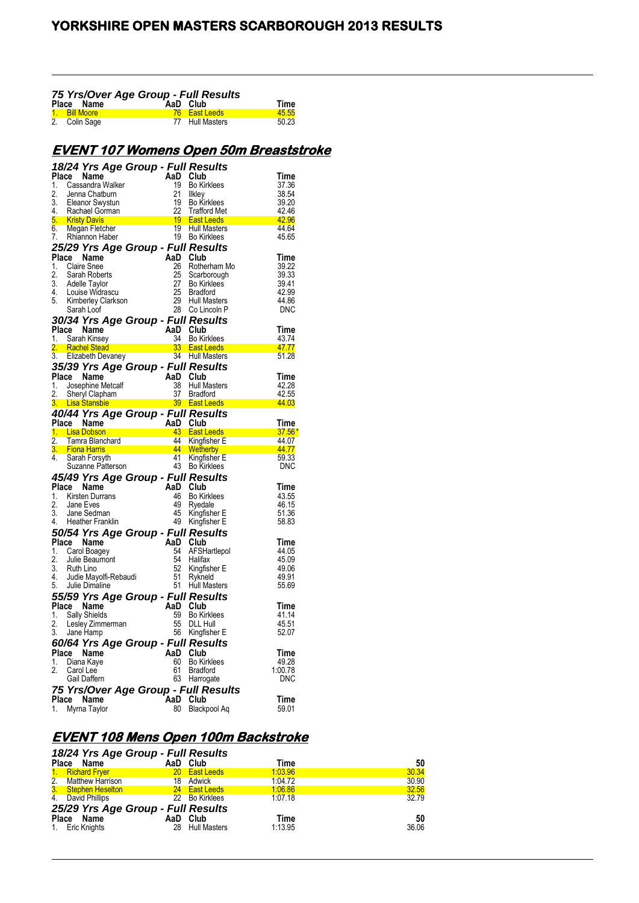### 75 Yrs/Over Age Group - Full Results

| Place | Name | AaD | Club | Time |
|---|---|---|---|---|
| 1. | Bill Moore | 76 | East Leeds | 45.55 |
| 2. | Colin Sage | 77 | Hull Masters | 50.23 |

## EVENT 107 Womens Open 50m Breaststroke

### 18/24 Yrs Age Group - Full Results

| Place | Name | AaD | Club | Time |
|---|---|---|---|---|
| 1. | Cassandra Walker | 19 | Bo Kirklees | 37.36 |
| 2. | Jenna Chatburn | 21 | Ilkley | 38.54 |
| 3. | Eleanor Swystun | 19 | Bo Kirklees | 39.20 |
| 4. | Rachael Gorman | 22 | Trafford Met | 42.46 |
| 5. | Kristy Davis | 19 | East Leeds | 42.96 |
| 6. | Megan Fletcher | 19 | Hull Masters | 44.64 |
| 7. | Rhiannon Haber | 19 | Bo Kirklees | 45.65 |

### 25/29 Yrs Age Group - Full Results

| Place | Name | AaD | Club | Time |
|---|---|---|---|---|
| 1. | Claire Snee | 26 | Rotherham Mo | 39.22 |
| 2. | Sarah Roberts | 25 | Scarborough | 39.33 |
| 3. | Adelle Taylor | 27 | Bo Kirklees | 39.41 |
| 4. | Louise Widrascu | 25 | Bradford | 42.99 |
| 5. | Kimberley Clarkson | 29 | Hull Masters | 44.86 |
| | Sarah Loof | 28 | Co Lincoln P | DNC |

### 30/34 Yrs Age Group - Full Results

| Place | Name | AaD | Club | Time |
|---|---|---|---|---|
| 1. | Sarah Kinsey | 34 | Bo Kirklees | 43.74 |
| 2. | Rachel Stead | 33 | East Leeds | 47.77 |
| 3. | Elizabeth Devaney | 34 | Hull Masters | 51.28 |

### 35/39 Yrs Age Group - Full Results

| Place | Name | AaD | Club | Time |
|---|---|---|---|---|
| 1. | Josephine Metcalf | 38 | Hull Masters | 42.28 |
| 2. | Sheryl Clapham | 37 | Bradford | 42.55 |
| 3. | Lisa Stansbie | 39 | East Leeds | 44.03 |

### 40/44 Yrs Age Group - Full Results

| Place | Name | AaD | Club | Time |
|---|---|---|---|---|
| 1. | Lisa Dobson | 43 | East Leeds | 37.56* |
| 2. | Tamra Blanchard | 44 | Kingfisher E | 44.07 |
| 3. | Fiona Harris | 44 | Wetherby | 44.77 |
| 4. | Sarah Forsyth | 41 | Kingfisher E | 59.33 |
| | Suzanne Patterson | 43 | Bo Kirklees | DNC |

### 45/49 Yrs Age Group - Full Results

| Place | Name | AaD | Club | Time |
|---|---|---|---|---|
| 1. | Kirsten Durrans | 46 | Bo Kirklees | 43.55 |
| 2. | Jane Eves | 49 | Ryedale | 46.15 |
| 3. | Jane Sedman | 45 | Kingfisher E | 51.36 |
| 4. | Heather Franklin | 49 | Kingfisher E | 58.83 |

### 50/54 Yrs Age Group - Full Results

| Place | Name | AaD | Club | Time |
|---|---|---|---|---|
| 1. | Carol Boagey | 54 | AFSHartlepol | 44.05 |
| 2. | Julie Beaumont | 54 | Halifax | 45.09 |
| 3. | Ruth Lino | 52 | Kingfisher E | 49.06 |
| 4. | Judie Mayolfi-Rebaudi | 51 | Rykneld | 49.91 |
| 5. | Julie Dimaline | 51 | Hull Masters | 55.69 |

### 55/59 Yrs Age Group - Full Results

| Place | Name | AaD | Club | Time |
|---|---|---|---|---|
| 1. | Sally Shields | 59 | Bo Kirklees | 41.14 |
| 2. | Lesley Zimmerman | 55 | DLL Hull | 45.51 |
| 3. | Jane Hamp | 56 | Kingfisher E | 52.07 |

### 60/64 Yrs Age Group - Full Results

| Place | Name | AaD | Club | Time |
|---|---|---|---|---|
| 1. | Diana Kaye | 60 | Bo Kirklees | 49.28 |
| 2. | Carol Lee | 61 | Bradford | 1:00.78 |
| | Gail Daffern | 63 | Harrogate | DNC |

### 75 Yrs/Over Age Group - Full Results

| Place | Name | AaD | Club | Time |
|---|---|---|---|---|
| 1. | Myrna Taylor | 80 | Blackpool Aq | 59.01 |

## EVENT 108 Mens Open 100m Backstroke

### 18/24 Yrs Age Group - Full Results

| Place | Name | AaD | Club | Time | 50 |
|---|---|---|---|---|---|
| 1. | Richard Fryer | 20 | East Leeds | 1:03.96 | 30.34 |
| 2. | Matthew Harrison | 18 | Adwick | 1:04.72 | 30.90 |
| 3. | Stephen Heselton | 24 | East Leeds | 1:06.86 | 32.56 |
| 4. | David Phillips | 22 | Bo Kirklees | 1:07.18 | 32.79 |

### 25/29 Yrs Age Group - Full Results

| Place | Name | AaD | Club | Time | 50 |
|---|---|---|---|---|---|
| 1. | Eric Knights | 28 | Hull Masters | 1:13.95 | 36.06 |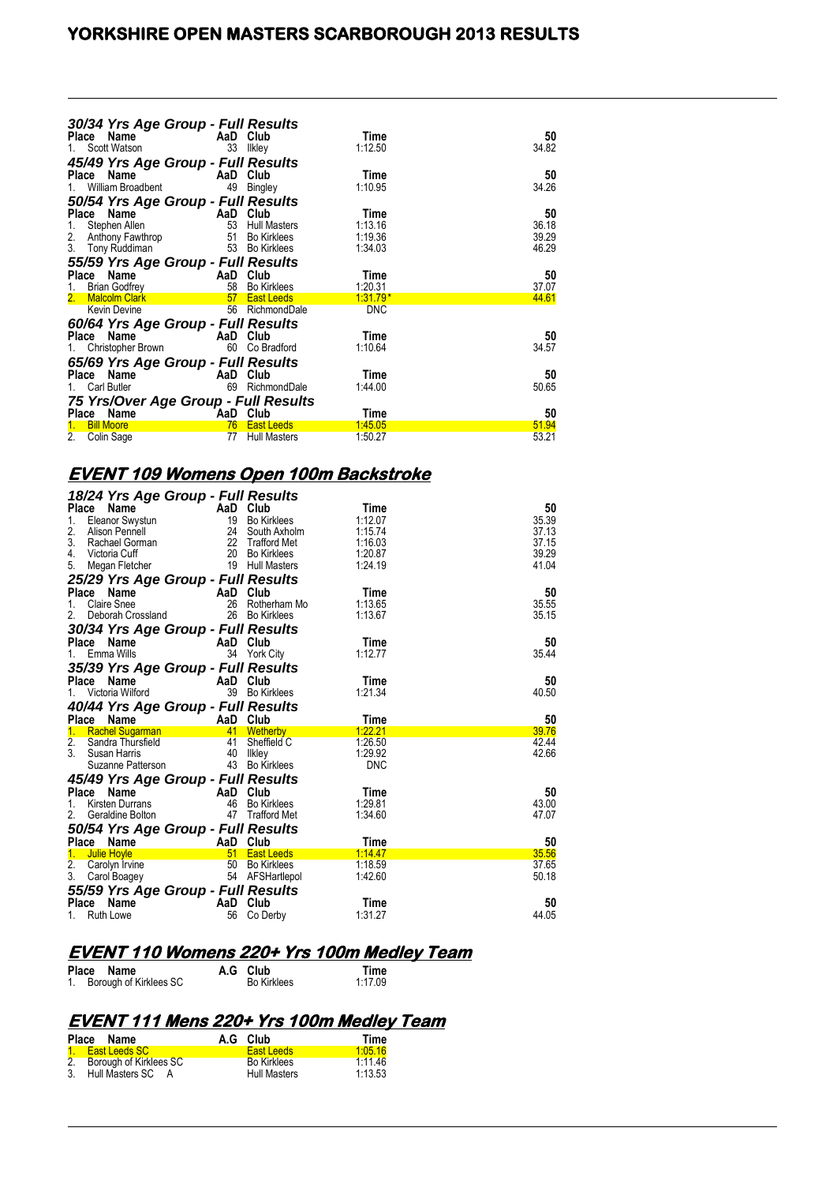# YORKSHIRE OPEN MASTERS SCARBOROUGH 2013 RESULTS

### 30/34 Yrs Age Group - Full Results

| Place | Name | AaD | Club | Time | 50 |
|---|---|---|---|---|---|
| 1. | Scott Watson | 33 | Ilkley | 1:12.50 | 34.82 |

### 45/49 Yrs Age Group - Full Results

| Place | Name | AaD | Club | Time | 50 |
|---|---|---|---|---|---|
| 1. | William Broadbent | 49 | Bingley | 1:10.95 | 34.26 |

### 50/54 Yrs Age Group - Full Results

| Place | Name | AaD | Club | Time | 50 |
|---|---|---|---|---|---|
| 1. | Stephen Allen | 53 | Hull Masters | 1:13.16 | 36.18 |
| 2. | Anthony Fawthrop | 51 | Bo Kirklees | 1:19.36 | 39.29 |
| 3. | Tony Ruddiman | 53 | Bo Kirklees | 1:34.03 | 46.29 |

### 55/59 Yrs Age Group - Full Results

| Place | Name | AaD | Club | Time | 50 |
|---|---|---|---|---|---|
| 1. | Brian Godfrey | 58 | Bo Kirklees | 1:20.31 | 37.07 |
| 2. | Malcolm Clark | 57 | East Leeds | 1:31.79* | 44.61 |
| | Kevin Devine | 56 | RichmondDale | DNC | |

### 60/64 Yrs Age Group - Full Results

| Place | Name | AaD | Club | Time | 50 |
|---|---|---|---|---|---|
| 1. | Christopher Brown | 60 | Co Bradford | 1:10.64 | 34.57 |

### 65/69 Yrs Age Group - Full Results

| Place | Name | AaD | Club | Time | 50 |
|---|---|---|---|---|---|
| 1. | Carl Butler | 69 | RichmondDale | 1:44.00 | 50.65 |

### 75 Yrs/Over Age Group - Full Results

| Place | Name | AaD | Club | Time | 50 |
|---|---|---|---|---|---|
| 1. | Bill Moore | 76 | East Leeds | 1:45.05 | 51.94 |
| 2. | Colin Sage | 77 | Hull Masters | 1:50.27 | 53.21 |

## EVENT 109 Womens Open 100m Backstroke

### 18/24 Yrs Age Group - Full Results

| Place | Name | AaD | Club | Time | 50 |
|---|---|---|---|---|---|
| 1. | Eleanor Swystun | 19 | Bo Kirklees | 1:12.07 | 35.39 |
| 2. | Alison Pennell | 24 | South Axholm | 1:15.74 | 37.13 |
| 3. | Rachael Gorman | 22 | Trafford Met | 1:16.03 | 37.15 |
| 4. | Victoria Cuff | 20 | Bo Kirklees | 1:20.87 | 39.29 |
| 5. | Megan Fletcher | 19 | Hull Masters | 1:24.19 | 41.04 |

### 25/29 Yrs Age Group - Full Results

| Place | Name | AaD | Club | Time | 50 |
|---|---|---|---|---|---|
| 1. | Claire Snee | 26 | Rotherham Mo | 1:13.65 | 35.55 |
| 2. | Deborah Crossland | 26 | Bo Kirklees | 1:13.67 | 35.15 |

### 30/34 Yrs Age Group - Full Results

| Place | Name | AaD | Club | Time | 50 |
|---|---|---|---|---|---|
| 1. | Emma Wills | 34 | York City | 1:12.77 | 35.44 |

### 35/39 Yrs Age Group - Full Results

| Place | Name | AaD | Club | Time | 50 |
|---|---|---|---|---|---|
| 1. | Victoria Wilford | 39 | Bo Kirklees | 1:21.34 | 40.50 |

### 40/44 Yrs Age Group - Full Results

| Place | Name | AaD | Club | Time | 50 |
|---|---|---|---|---|---|
| 1. | Rachel Sugarman | 41 | Wetherby | 1:22.21 | 39.76 |
| 2. | Sandra Thursfield | 41 | Sheffield C | 1:26.50 | 42.44 |
| 3. | Susan Harris | 40 | Ilkley | 1:29.92 | 42.66 |
| | Suzanne Patterson | 43 | Bo Kirklees | DNC | |

### 45/49 Yrs Age Group - Full Results

| Place | Name | AaD | Club | Time | 50 |
|---|---|---|---|---|---|
| 1. | Kirsten Durrans | 46 | Bo Kirklees | 1:29.81 | 43.00 |
| 2. | Geraldine Bolton | 47 | Trafford Met | 1:34.60 | 47.07 |

### 50/54 Yrs Age Group - Full Results

| Place | Name | AaD | Club | Time | 50 |
|---|---|---|---|---|---|
| 1. | Julie Hoyle | 51 | East Leeds | 1:14.47 | 35.56 |
| 2. | Carolyn Irvine | 50 | Bo Kirklees | 1:18.59 | 37.65 |
| 3. | Carol Boagey | 54 | AFSHartlepol | 1:42.60 | 50.18 |

### 55/59 Yrs Age Group - Full Results

| Place | Name | AaD | Club | Time | 50 |
|---|---|---|---|---|---|
| 1. | Ruth Lowe | 56 | Co Derby | 1:31.27 | 44.05 |

## EVENT 110 Womens 220+ Yrs 100m Medley Team

| Place | Name | A.G | Club | Time |
|---|---|---|---|---|
| 1. | Borough of Kirklees SC | | Bo Kirklees | 1:17.09 |

## EVENT 111 Mens 220+ Yrs 100m Medley Team

| Place | Name | A.G | Club | Time |
|---|---|---|---|---|
| 1. | East Leeds SC | | East Leeds | 1:05.16 |
| 2. | Borough of Kirklees SC | | Bo Kirklees | 1:11.46 |
| 3. | Hull Masters SC A | | Hull Masters | 1:13.53 |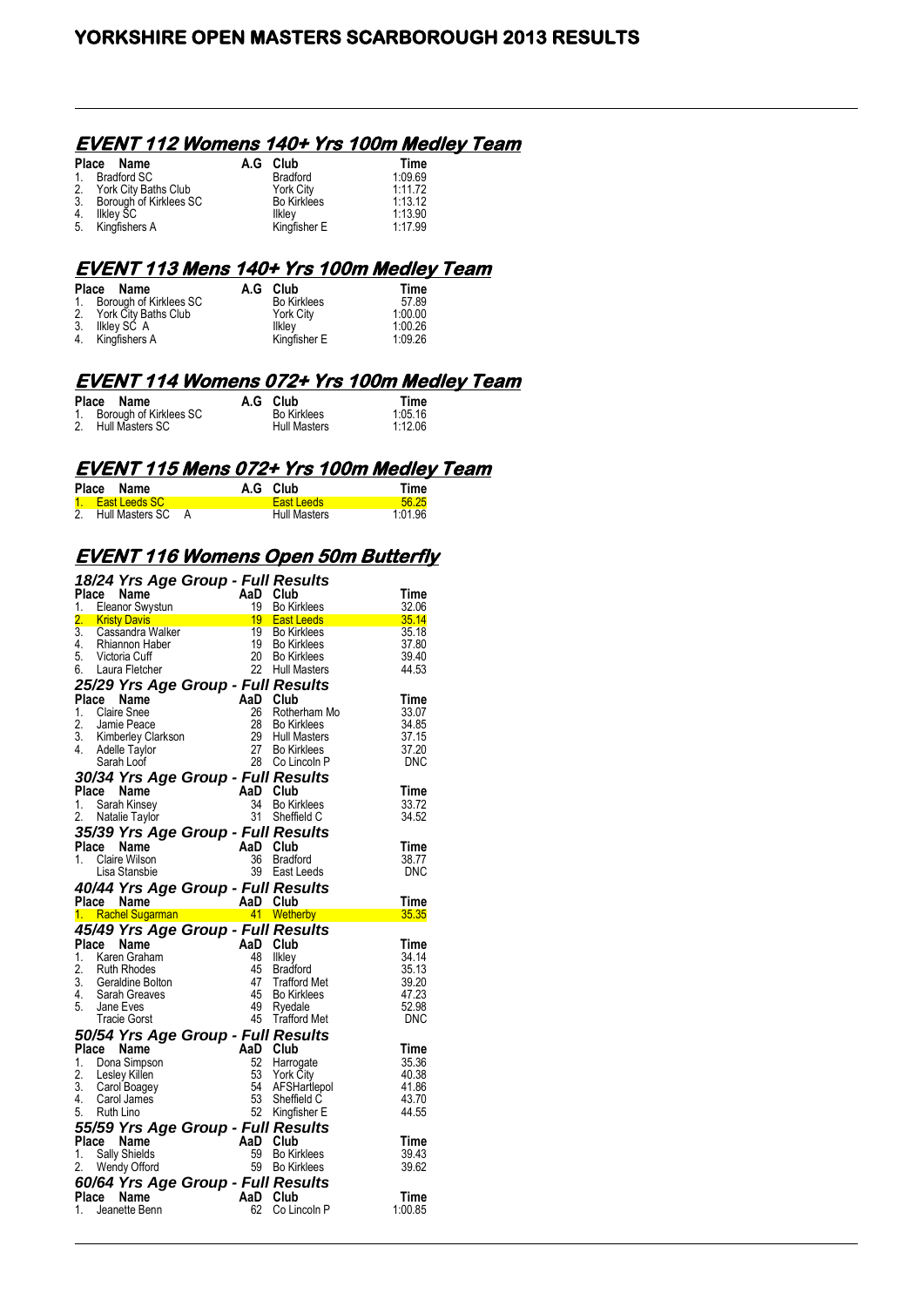# YORKSHIRE OPEN MASTERS SCARBOROUGH 2013 RESULTS

## EVENT 112 Womens 140+ Yrs 100m Medley Team

| Place | Name | A.G | Club | Time |
|---|---|---|---|---|
| 1. | Bradford SC | | Bradford | 1:09.69 |
| 2. | York City Baths Club | | York City | 1:11.72 |
| 3. | Borough of Kirklees SC | | Bo Kirklees | 1:13.12 |
| 4. | Ilkley SC | | Ilkley | 1:13.90 |
| 5. | Kingfishers A | | Kingfisher E | 1:17.99 |

## EVENT 113 Mens 140+ Yrs 100m Medley Team

| Place | Name | A.G | Club | Time |
|---|---|---|---|---|
| 1. | Borough of Kirklees SC | | Bo Kirklees | 57.89 |
| 2. | York City Baths Club | | York City | 1:00.00 |
| 3. | Ilkley SC A | | Ilkley | 1:00.26 |
| 4. | Kingfishers A | | Kingfisher E | 1:09.26 |

## EVENT 114 Womens 072+ Yrs 100m Medley Team

| Place | Name | A.G | Club | Time |
|---|---|---|---|---|
| 1. | Borough of Kirklees SC | | Bo Kirklees | 1:05.16 |
| 2. | Hull Masters SC | | Hull Masters | 1:12.06 |

## EVENT 115 Mens 072+ Yrs 100m Medley Team

| Place | Name | A.G | Club | Time |
|---|---|---|---|---|
| 1. | East Leeds SC | | East Leeds | 56.25 |
| 2. | Hull Masters SC A | | Hull Masters | 1:01.96 |

## EVENT 116 Womens Open 50m Butterfly

### 18/24 Yrs Age Group - Full Results

| Place | Name | AaD | Club | Time |
|---|---|---|---|---|
| 1. | Eleanor Swystun | 19 | Bo Kirklees | 32.06 |
| 2. | Kristy Davis | 19 | East Leeds | 35.14 |
| 3. | Cassandra Walker | 19 | Bo Kirklees | 35.18 |
| 4. | Rhiannon Haber | 19 | Bo Kirklees | 37.80 |
| 5. | Victoria Cuff | 20 | Bo Kirklees | 39.40 |
| 6. | Laura Fletcher | 22 | Hull Masters | 44.53 |

### 25/29 Yrs Age Group - Full Results

| Place | Name | AaD | Club | Time |
|---|---|---|---|---|
| 1. | Claire Snee | 26 | Rotherham Mo | 33.07 |
| 2. | Jamie Peace | 28 | Bo Kirklees | 34.85 |
| 3. | Kimberley Clarkson | 29 | Hull Masters | 37.15 |
| 4. | Adelle Taylor | 27 | Bo Kirklees | 37.20 |
| | Sarah Loof | 28 | Co Lincoln P | DNC |

### 30/34 Yrs Age Group - Full Results

| Place | Name | AaD | Club | Time |
|---|---|---|---|---|
| 1. | Sarah Kinsey | 34 | Bo Kirklees | 33.72 |
| 2. | Natalie Taylor | 31 | Sheffield C | 34.52 |

### 35/39 Yrs Age Group - Full Results

| Place | Name | AaD | Club | Time |
|---|---|---|---|---|
| 1. | Claire Wilson | 36 | Bradford | 38.77 |
| | Lisa Stansbie | 39 | East Leeds | DNC |

### 40/44 Yrs Age Group - Full Results

| Place | Name | AaD | Club | Time |
|---|---|---|---|---|
| 1. | Rachel Sugarman | 41 | Wetherby | 35.35 |

### 45/49 Yrs Age Group - Full Results

| Place | Name | AaD | Club | Time |
|---|---|---|---|---|
| 1. | Karen Graham | 48 | Ilkley | 34.14 |
| 2. | Ruth Rhodes | 45 | Bradford | 35.13 |
| 3. | Geraldine Bolton | 47 | Trafford Met | 39.20 |
| 4. | Sarah Greaves | 45 | Bo Kirklees | 47.23 |
| 5. | Jane Eves | 49 | Ryedale | 52.98 |
| | Tracie Gorst | 45 | Trafford Met | DNC |

### 50/54 Yrs Age Group - Full Results

| Place | Name | AaD | Club | Time |
|---|---|---|---|---|
| 1. | Dona Simpson | 52 | Harrogate | 35.36 |
| 2. | Lesley Killen | 53 | York City | 40.38 |
| 3. | Carol Boagey | 54 | AFSHartlepol | 41.86 |
| 4. | Carol James | 53 | Sheffield C | 43.70 |
| 5. | Ruth Lino | 52 | Kingfisher E | 44.55 |

### 55/59 Yrs Age Group - Full Results

| Place | Name | AaD | Club | Time |
|---|---|---|---|---|
| 1. | Sally Shields | 59 | Bo Kirklees | 39.43 |
| 2. | Wendy Offord | 59 | Bo Kirklees | 39.62 |

### 60/64 Yrs Age Group - Full Results

| Place | Name | AaD | Club | Time |
|---|---|---|---|---|
| 1. | Jeanette Benn | 62 | Co Lincoln P | 1:00.85 |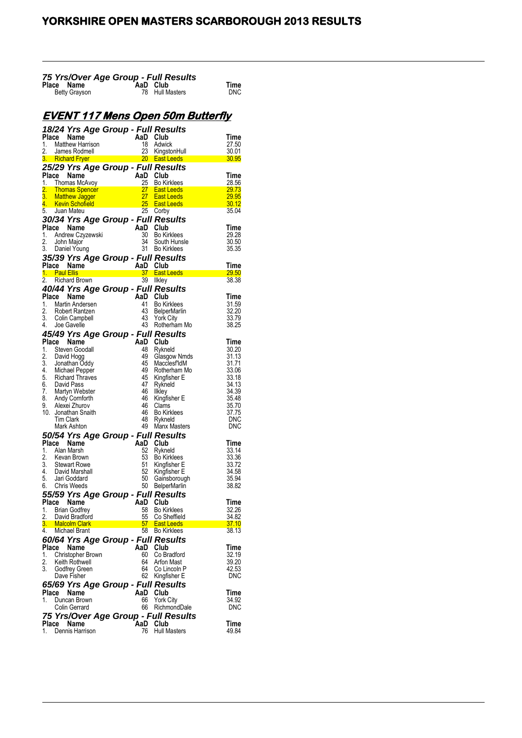### 75 Yrs/Over Age Group - Full Results

| Place | Name | AaD | Club | Time |
|---|---|---|---|---|
| | Betty Grayson | 78 | Hull Masters | DNC |

## EVENT 117 Mens Open 50m Butterfly

### 18/24 Yrs Age Group - Full Results

| Place | Name | AaD | Club | Time |
|---|---|---|---|---|
| 1. | Matthew Harrison | 18 | Adwick | 27.50 |
| 2. | James Rodmell | 23 | KingstonHull | 30.01 |
| 3. | Richard Fryer | 20 | East Leeds | 30.95 |

### 25/29 Yrs Age Group - Full Results

| Place | Name | AaD | Club | Time |
|---|---|---|---|---|
| 1. | Thomas McAvoy | 25 | Bo Kirklees | 28.56 |
| 2. | Thomas Spencer | 27 | East Leeds | 29.73 |
| 3. | Matthew Jagger | 27 | East Leeds | 29.95 |
| 4. | Kevin Schofield | 25 | East Leeds | 30.12 |
| 5. | Juan Mateu | 25 | Corby | 35.04 |

### 30/34 Yrs Age Group - Full Results

| Place | Name | AaD | Club | Time |
|---|---|---|---|---|
| 1. | Andrew Czyzewski | 30 | Bo Kirklees | 29.28 |
| 2. | John Major | 34 | South Hunsle | 30.50 |
| 3. | Daniel Young | 31 | Bo Kirklees | 35.35 |

### 35/39 Yrs Age Group - Full Results

| Place | Name | AaD | Club | Time |
|---|---|---|---|---|
| 1. | Paul Ellis | 37 | East Leeds | 29.50 |
| 2. | Richard Brown | 39 | Ilkley | 38.38 |

### 40/44 Yrs Age Group - Full Results

| Place | Name | AaD | Club | Time |
|---|---|---|---|---|
| 1. | Martin Andersen | 41 | Bo Kirklees | 31.59 |
| 2. | Robert Rantzen | 43 | BelperMarlin | 32.20 |
| 3. | Colin Campbell | 43 | York City | 33.79 |
| 4. | Joe Gavelle | 43 | Rotherham Mo | 38.25 |

### 45/49 Yrs Age Group - Full Results

| Place | Name | AaD | Club | Time |
|---|---|---|---|---|
| 1. | Steven Goodall | 48 | Rykneld | 30.20 |
| 2. | David Hogg | 49 | Glasgow Nmds | 31.13 |
| 3. | Jonathan Oddy | 45 | Macclesf'ldM | 31.71 |
| 4. | Michael Pepper | 49 | Rotherham Mo | 33.06 |
| 5. | Richard Thraves | 45 | Kingfisher E | 33.18 |
| 6. | David Pass | 47 | Rykneld | 34.13 |
| 7. | Martyn Webster | 46 | Ilkley | 34.39 |
| 8. | Andy Cornforth | 46 | Kingfisher E | 35.48 |
| 9. | Alexei Zhurov | 46 | Clams | 35.70 |
| 10. | Jonathan Snaith | 46 | Bo Kirklees | 37.75 |
| | Tim Clark | 48 | Rykneld | DNC |
| | Mark Ashton | 49 | Manx Masters | DNC |

### 50/54 Yrs Age Group - Full Results

| Place | Name | AaD | Club | Time |
|---|---|---|---|---|
| 1. | Alan Marsh | 52 | Rykneld | 33.14 |
| 2. | Kevan Brown | 53 | Bo Kirklees | 33.36 |
| 3. | Stewart Rowe | 51 | Kingfisher E | 33.72 |
| 4. | David Marshall | 52 | Kingfisher E | 34.58 |
| 5. | Jari Goddard | 50 | Gainsborough | 35.94 |
| 6. | Chris Weeds | 50 | BelperMarlin | 38.82 |

### 55/59 Yrs Age Group - Full Results

| Place | Name | AaD | Club | Time |
|---|---|---|---|---|
| 1. | Brian Godfrey | 58 | Bo Kirklees | 32.26 |
| 2. | David Bradford | 55 | Co Sheffield | 34.82 |
| 3. | Malcolm Clark | 57 | East Leeds | 37.10 |
| 4. | Michael Brant | 58 | Bo Kirklees | 38.13 |

### 60/64 Yrs Age Group - Full Results

| Place | Name | AaD | Club | Time |
|---|---|---|---|---|
| 1. | Christopher Brown | 60 | Co Bradford | 32.19 |
| 2. | Keith Rothwell | 64 | Arfon Mast | 39.20 |
| 3. | Godfrey Green | 64 | Co Lincoln P | 42.53 |
| | Dave Fisher | 62 | Kingfisher E | DNC |

### 65/69 Yrs Age Group - Full Results

| Place | Name | AaD | Club | Time |
|---|---|---|---|---|
| 1. | Duncan Brown | 66 | York City | 34.92 |
| | Colin Gerrard | 66 | RichmondDale | DNC |

### 75 Yrs/Over Age Group - Full Results

| Place | Name | AaD | Club | Time |
|---|---|---|---|---|
| 1. | Dennis Harrison | 76 | Hull Masters | 49.84 |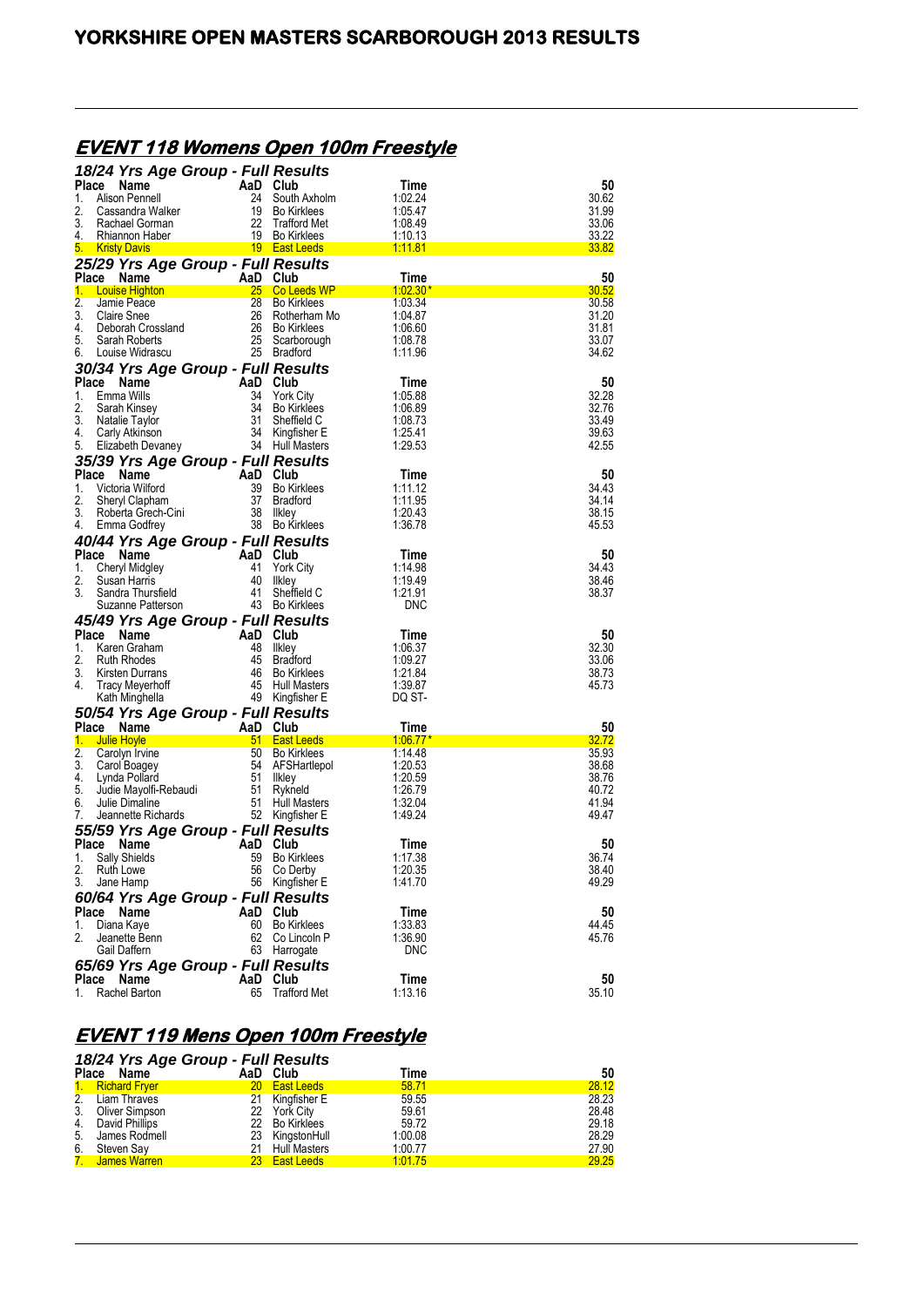# YORKSHIRE OPEN MASTERS SCARBOROUGH 2013 RESULTS

## EVENT 118 Womens Open 100m Freestyle

### 18/24 Yrs Age Group - Full Results

| Place | Name | AaD | Club | Time | 50 |
|---|---|---|---|---|---|
| 1. | Alison Pennell | 24 | South Axholm | 1:02.24 | 30.62 |
| 2. | Cassandra Walker | 19 | Bo Kirklees | 1:05.47 | 31.99 |
| 3. | Rachael Gorman | 22 | Trafford Met | 1:08.49 | 33.06 |
| 4. | Rhiannon Haber | 19 | Bo Kirklees | 1:10.13 | 33.22 |
| 5. | Kristy Davis | 19 | East Leeds | 1:11.81 | 33.82 |

### 25/29 Yrs Age Group - Full Results

| Place | Name | AaD | Club | Time | 50 |
|---|---|---|---|---|---|
| 1. | Louise Highton | 25 | Co Leeds WP | 1:02.30* | 30.52 |
| 2. | Jamie Peace | 28 | Bo Kirklees | 1:03.34 | 30.58 |
| 3. | Claire Snee | 26 | Rotherham Mo | 1:04.87 | 31.20 |
| 4. | Deborah Crossland | 26 | Bo Kirklees | 1:06.60 | 31.81 |
| 5. | Sarah Roberts | 25 | Scarborough | 1:08.78 | 33.07 |
| 6. | Louise Widrascu | 25 | Bradford | 1:11.96 | 34.62 |

### 30/34 Yrs Age Group - Full Results

| Place | Name | AaD | Club | Time | 50 |
|---|---|---|---|---|---|
| 1. | Emma Wills | 34 | York City | 1:05.88 | 32.28 |
| 2. | Sarah Kinsey | 34 | Bo Kirklees | 1:06.89 | 32.76 |
| 3. | Natalie Taylor | 31 | Sheffield C | 1:08.73 | 33.49 |
| 4. | Carly Atkinson | 34 | Kingfisher E | 1:25.41 | 39.63 |
| 5. | Elizabeth Devaney | 34 | Hull Masters | 1:29.53 | 42.55 |

### 35/39 Yrs Age Group - Full Results

| Place | Name | AaD | Club | Time | 50 |
|---|---|---|---|---|---|
| 1. | Victoria Wilford | 39 | Bo Kirklees | 1:11.12 | 34.43 |
| 2. | Sheryl Clapham | 37 | Bradford | 1:11.95 | 34.14 |
| 3. | Roberta Grech-Cini | 38 | Ilkley | 1:20.43 | 38.15 |
| 4. | Emma Godfrey | 38 | Bo Kirklees | 1:36.78 | 45.53 |

### 40/44 Yrs Age Group - Full Results

| Place | Name | AaD | Club | Time | 50 |
|---|---|---|---|---|---|
| 1. | Cheryl Midgley | 41 | York City | 1:14.98 | 34.43 |
| 2. | Susan Harris | 40 | Ilkley | 1:19.49 | 38.46 |
| 3. | Sandra Thursfield | 41 | Sheffield C | 1:21.91 | 38.37 |
| | Suzanne Patterson | 43 | Bo Kirklees | DNC | |

### 45/49 Yrs Age Group - Full Results

| Place | Name | AaD | Club | Time | 50 |
|---|---|---|---|---|---|
| 1. | Karen Graham | 48 | Ilkley | 1:06.37 | 32.30 |
| 2. | Ruth Rhodes | 45 | Bradford | 1:09.27 | 33.06 |
| 3. | Kirsten Durrans | 46 | Bo Kirklees | 1:21.84 | 38.73 |
| 4. | Tracy Meyerhoff | 45 | Hull Masters | 1:39.87 | 45.73 |
| | Kath Minghella | 49 | Kingfisher E | DQ ST- | |

### 50/54 Yrs Age Group - Full Results

| Place | Name | AaD | Club | Time | 50 |
|---|---|---|---|---|---|
| 1. | Julie Hoyle | 51 | East Leeds | 1:06.77* | 32.72 |
| 2. | Carolyn Irvine | 50 | Bo Kirklees | 1:14.48 | 35.93 |
| 3. | Carol Boagey | 54 | AFSHartlepol | 1:20.53 | 38.68 |
| 4. | Lynda Pollard | 51 | Ilkley | 1:20.59 | 38.76 |
| 5. | Judie Mayolfi-Rebaudi | 51 | Rykneld | 1:26.79 | 40.72 |
| 6. | Julie Dimaline | 51 | Hull Masters | 1:32.04 | 41.94 |
| 7. | Jeannette Richards | 52 | Kingfisher E | 1:49.24 | 49.47 |

### 55/59 Yrs Age Group - Full Results

| Place | Name | AaD | Club | Time | 50 |
|---|---|---|---|---|---|
| 1. | Sally Shields | 59 | Bo Kirklees | 1:17.38 | 36.74 |
| 2. | Ruth Lowe | 56 | Co Derby | 1:20.35 | 38.40 |
| 3. | Jane Hamp | 56 | Kingfisher E | 1:41.70 | 49.29 |

### 60/64 Yrs Age Group - Full Results

| Place | Name | AaD | Club | Time | 50 |
|---|---|---|---|---|---|
| 1. | Diana Kaye | 60 | Bo Kirklees | 1:33.83 | 44.45 |
| 2. | Jeanette Benn | 62 | Co Lincoln P | 1:36.90 | 45.76 |
| | Gail Daffern | 63 | Harrogate | DNC | |

### 65/69 Yrs Age Group - Full Results

| Place | Name | AaD | Club | Time | 50 |
|---|---|---|---|---|---|
| 1. | Rachel Barton | 65 | Trafford Met | 1:13.16 | 35.10 |

## EVENT 119 Mens Open 100m Freestyle

### 18/24 Yrs Age Group - Full Results

| Place | Name | AaD | Club | Time | 50 |
|---|---|---|---|---|---|
| 1. | Richard Fryer | 20 | East Leeds | 58.71 | 28.12 |
| 2. | Liam Thraves | 21 | Kingfisher E | 59.55 | 28.23 |
| 3. | Oliver Simpson | 22 | York City | 59.61 | 28.48 |
| 4. | David Phillips | 22 | Bo Kirklees | 59.72 | 29.18 |
| 5. | James Rodmell | 23 | KingstonHull | 1:00.08 | 28.29 |
| 6. | Steven Say | 21 | Hull Masters | 1:00.77 | 27.90 |
| 7. | James Warren | 23 | East Leeds | 1:01.75 | 29.25 |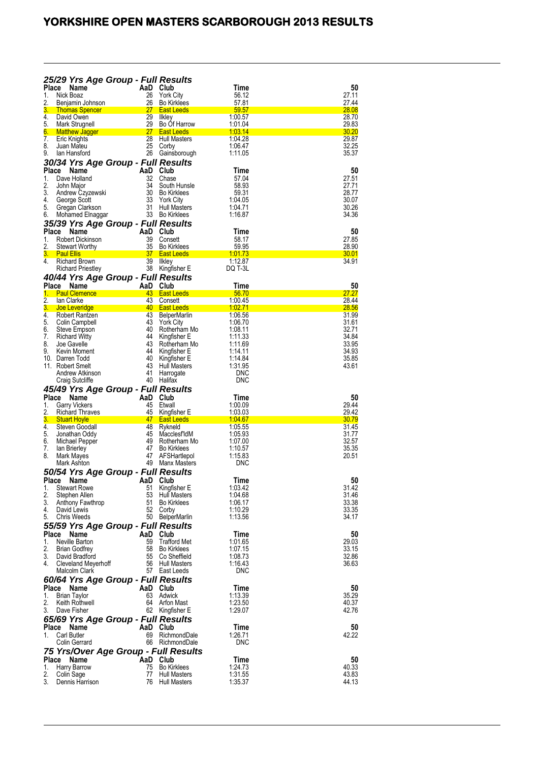# YORKSHIRE OPEN MASTERS SCARBOROUGH 2013 RESULTS

### 25/29 Yrs Age Group - Full Results

| Place | Name | AaD | Club | Time | 50 |
|---|---|---|---|---|---|
| 1. | Nick Boaz | 26 | York City | 56.12 | 27.11 |
| 2. | Benjamin Johnson | 26 | Bo Kirklees | 57.81 | 27.44 |
| 3. | Thomas Spencer | 27 | East Leeds | 59.57 | 28.08 |
| 4. | David Owen | 29 | Ilkley | 1:00.57 | 28.70 |
| 5. | Mark Strugnell | 29 | Bo Of Harrow | 1:01.04 | 29.83 |
| 6. | Matthew Jagger | 27 | East Leeds | 1:03.14 | 30.20 |
| 7. | Eric Knights | 28 | Hull Masters | 1:04.28 | 29.87 |
| 8. | Juan Mateu | 25 | Corby | 1:06.47 | 32.25 |
| 9. | Ian Hansford | 26 | Gainsborough | 1:11.05 | 35.37 |

### 30/34 Yrs Age Group - Full Results

| Place | Name | AaD | Club | Time | 50 |
|---|---|---|---|---|---|
| 1. | Dave Holland | 32 | Chase | 57.04 | 27.51 |
| 2. | John Major | 34 | South Hunsle | 58.93 | 27.71 |
| 3. | Andrew Czyzewski | 30 | Bo Kirklees | 59.31 | 28.77 |
| 4. | George Scott | 33 | York City | 1:04.05 | 30.07 |
| 5. | Gregan Clarkson | 31 | Hull Masters | 1:04.71 | 30.26 |
| 6. | Mohamed Elnaggar | 33 | Bo Kirklees | 1:16.87 | 34.36 |

### 35/39 Yrs Age Group - Full Results

| Place | Name | AaD | Club | Time | 50 |
|---|---|---|---|---|---|
| 1. | Robert Dickinson | 39 | Consett | 58.17 | 27.85 |
| 2. | Stewart Worthy | 35 | Bo Kirklees | 59.95 | 28.90 |
| 3. | Paul Ellis | 37 | East Leeds | 1:01.73 | 30.01 |
| 4. | Richard Brown | 39 | Ilkley | 1:12.87 | 34.91 |
| | Richard Priestley | 38 | Kingfisher E | DQ T-3L | |

### 40/44 Yrs Age Group - Full Results

| Place | Name | AaD | Club | Time | 50 |
|---|---|---|---|---|---|
| 1. | Paul Clemence | 43 | East Leeds | 56.70 | 27.27 |
| 2. | Ian Clarke | 43 | Consett | 1:00.45 | 28.44 |
| 3. | Joe Leveridge | 40 | East Leeds | 1:02.71 | 28.56 |
| 4. | Robert Rantzen | 43 | BelperMarlin | 1:06.56 | 31.99 |
| 5. | Colin Campbell | 43 | York City | 1:06.70 | 31.61 |
| 6. | Steve Empson | 40 | Rotherham Mo | 1:08.11 | 32.71 |
| 7. | Richard Witty | 44 | Kingfisher E | 1:11.33 | 34.84 |
| 8. | Joe Gavelle | 43 | Rotherham Mo | 1:11.69 | 33.95 |
| 9. | Kevin Moment | 44 | Kingfisher E | 1:14.11 | 34.93 |
| 10. | Darren Todd | 40 | Kingfisher E | 1:14.84 | 35.85 |
| 11. | Robert Smelt | 43 | Hull Masters | 1:31.95 | 43.61 |
| | Andrew Atkinson | 41 | Harrogate | DNC | |
| | Craig Sutcliffe | 40 | Halifax | DNC | |

### 45/49 Yrs Age Group - Full Results

| Place | Name | AaD | Club | Time | 50 |
|---|---|---|---|---|---|
| 1. | Garry Vickers | 45 | Etwall | 1:00.09 | 29.44 |
| 2. | Richard Thraves | 45 | Kingfisher E | 1:03.03 | 29.42 |
| 3. | Stuart Hoyle | 47 | East Leeds | 1:04.67 | 30.79 |
| 4. | Steven Goodall | 48 | Rykneld | 1:05.55 | 31.45 |
| 5. | Jonathan Oddy | 45 | Macclesf'ldM | 1:05.93 | 31.77 |
| 6. | Michael Pepper | 49 | Rotherham Mo | 1:07.00 | 32.57 |
| 7. | Ian Brierley | 47 | Bo Kirklees | 1:10.57 | 35.35 |
| 8. | Mark Mayes | 47 | AFSHartlepol | 1:15.83 | 20.51 |
| | Mark Ashton | 49 | Manx Masters | DNC | |

### 50/54 Yrs Age Group - Full Results

| Place | Name | AaD | Club | Time | 50 |
|---|---|---|---|---|---|
| 1. | Stewart Rowe | 51 | Kingfisher E | 1:03.42 | 31.42 |
| 2. | Stephen Allen | 53 | Hull Masters | 1:04.68 | 31.46 |
| 3. | Anthony Fawthrop | 51 | Bo Kirklees | 1:06.17 | 33.38 |
| 4. | David Lewis | 52 | Corby | 1:10.29 | 33.35 |
| 5. | Chris Weeds | 50 | BelperMarlin | 1:13.56 | 34.17 |

### 55/59 Yrs Age Group - Full Results

| Place | Name | AaD | Club | Time | 50 |
|---|---|---|---|---|---|
| 1. | Neville Barton | 59 | Trafford Met | 1:01.65 | 29.03 |
| 2. | Brian Godfrey | 58 | Bo Kirklees | 1:07.15 | 33.15 |
| 3. | David Bradford | 55 | Co Sheffield | 1:08.73 | 32.86 |
| 4. | Cleveland Meyerhoff | 56 | Hull Masters | 1:16.43 | 36.63 |
| | Malcolm Clark | 57 | East Leeds | DNC | |

### 60/64 Yrs Age Group - Full Results

| Place | Name | AaD | Club | Time | 50 |
|---|---|---|---|---|---|
| 1. | Brian Taylor | 63 | Adwick | 1:13.39 | 35.29 |
| 2. | Keith Rothwell | 64 | Arfon Mast | 1:23.50 | 40.37 |
| 3. | Dave Fisher | 62 | Kingfisher E | 1:29.07 | 42.76 |

### 65/69 Yrs Age Group - Full Results

| Place | Name | AaD | Club | Time | 50 |
|---|---|---|---|---|---|
| 1. | Carl Butler | 69 | RichmondDale | 1:26.71 | 42.22 |
| | Colin Gerrard | 66 | RichmondDale | DNC | |

### 75 Yrs/Over Age Group - Full Results

| Place | Name | AaD | Club | Time | 50 |
|---|---|---|---|---|---|
| 1. | Harry Barrow | 75 | Bo Kirklees | 1:24.73 | 40.33 |
| 2. | Colin Sage | 77 | Hull Masters | 1:31.55 | 43.83 |
| 3. | Dennis Harrison | 76 | Hull Masters | 1:35.37 | 44.13 |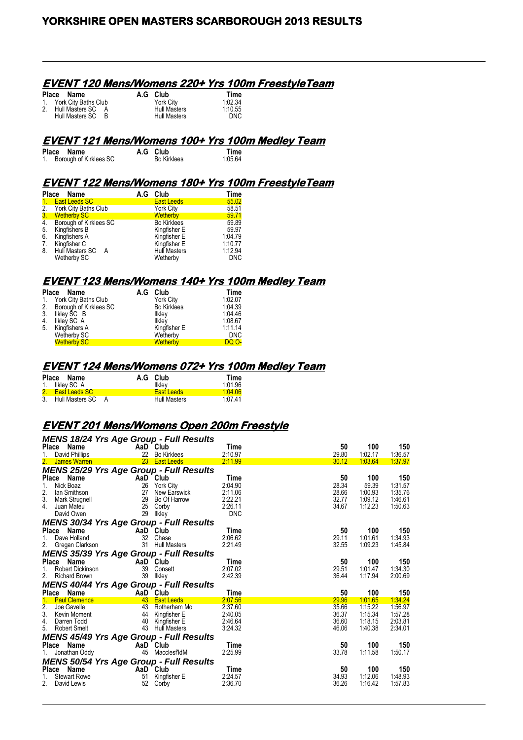# YORKSHIRE OPEN MASTERS SCARBOROUGH 2013 RESULTS

## EVENT 120 Mens/Womens 220+ Yrs 100m FreestyleTeam

| Place | Name | A.G | Club | Time |
|---|---|---|---|---|
| 1. | York City Baths Club | | York City | 1:02.34 |
| 2. | Hull Masters SC A | | Hull Masters | 1:10.55 |
| | Hull Masters SC B | | Hull Masters | DNC |

## EVENT 121 Mens/Womens 100+ Yrs 100m Medley Team

| Place | Name | A.G | Club | Time |
|---|---|---|---|---|
| 1. | Borough of Kirklees SC | | Bo Kirklees | 1:05.64 |

## EVENT 122 Mens/Womens 180+ Yrs 100m FreestyleTeam

| Place | Name | A.G | Club | Time |
|---|---|---|---|---|
| 1. | East Leeds SC | | East Leeds | 55.02 |
| 2. | York City Baths Club | | York City | 58.51 |
| 3. | Wetherby SC | | Wetherby | 59.71 |
| 4. | Borough of Kirklees SC | | Bo Kirklees | 59.89 |
| 5. | Kingfishers B | | Kingfisher E | 59.97 |
| 6. | Kingfishers A | | Kingfisher E | 1:04.79 |
| 7. | Kingfisher C | | Kingfisher E | 1:10.77 |
| 8. | Hull Masters SC A | | Hull Masters | 1:12.94 |
| | Wetherby SC | | Wetherby | DNC |

## EVENT 123 Mens/Womens 140+ Yrs 100m Medley Team

| Place | Name | A.G | Club | Time |
|---|---|---|---|---|
| 1. | York City Baths Club | | York City | 1:02.07 |
| 2. | Borough of Kirklees SC | | Bo Kirklees | 1:04.39 |
| 3. | Ilkley SC B | | Ilkley | 1:04.46 |
| 4. | Ilkley SC A | | Ilkley | 1:08.67 |
| 5. | Kingfishers A | | Kingfisher E | 1:11.14 |
| | Wetherby SC | | Wetherby | DNC |
| | Wetherby SC | | Wetherby | DQ O- |

## EVENT 124 Mens/Womens 072+ Yrs 100m Medley Team

| Place | Name | A.G | Club | Time |
|---|---|---|---|---|
| 1. | Ilkley SC A | | Ilkley | 1:01.96 |
| 2. | East Leeds SC | | East Leeds | 1:04.06 |
| 3. | Hull Masters SC A | | Hull Masters | 1:07.41 |

## EVENT 201 Mens/Womens Open 200m Freestyle

### MENS 18/24 Yrs Age Group - Full Results

| Place | Name | AaD | Club | Time | 50 | 100 | 150 |
|---|---|---|---|---|---|---|---|
| 1. | David Phillips | 22 | Bo Kirklees | 2:10.97 | 29.80 | 1:02.17 | 1:36.57 |
| 2. | James Warren | 23 | East Leeds | 2:11.99 | 30.12 | 1:03.64 | 1:37.97 |

### MENS 25/29 Yrs Age Group - Full Results

| Place | Name | AaD | Club | Time | 50 | 100 | 150 |
|---|---|---|---|---|---|---|---|
| 1. | Nick Boaz | 26 | York City | 2:04.90 | 28.34 | 59.39 | 1:31.57 |
| 2. | Ian Smithson | 27 | New Earswick | 2:11.06 | 28.66 | 1:00.93 | 1:35.76 |
| 3. | Mark Strugnell | 29 | Bo Of Harrow | 2:22.21 | 32.77 | 1:09.12 | 1:46.61 |
| 4. | Juan Mateu | 25 | Corby | 2:26.11 | 34.67 | 1:12.23 | 1:50.63 |
| | David Owen | 29 | Ilkley | DNC | | | |

### MENS 30/34 Yrs Age Group - Full Results

| Place | Name | AaD | Club | Time | 50 | 100 | 150 |
|---|---|---|---|---|---|---|---|
| 1. | Dave Holland | 32 | Chase | 2:06.62 | 29.11 | 1:01.61 | 1:34.93 |
| 2. | Gregan Clarkson | 31 | Hull Masters | 2:21.49 | 32.55 | 1:09.23 | 1:45.84 |

### MENS 35/39 Yrs Age Group - Full Results

| Place | Name | AaD | Club | Time | 50 | 100 | 150 |
|---|---|---|---|---|---|---|---|
| 1. | Robert Dickinson | 39 | Consett | 2:07.02 | 29.51 | 1:01.47 | 1:34.30 |
| 2. | Richard Brown | 39 | Ilkley | 2:42.39 | 36.44 | 1:17.94 | 2:00.69 |

### MENS 40/44 Yrs Age Group - Full Results

| Place | Name | AaD | Club | Time | 50 | 100 | 150 |
|---|---|---|---|---|---|---|---|
| 1. | Paul Clemence | 43 | East Leeds | 2:07.56 | 29.96 | 1:01.65 | 1:34.24 |
| 2. | Joe Gavelle | 43 | Rotherham Mo | 2:37.60 | 35.66 | 1:15.22 | 1:56.97 |
| 3. | Kevin Moment | 44 | Kingfisher E | 2:40.05 | 36.37 | 1:15.34 | 1:57.28 |
| 4. | Darren Todd | 40 | Kingfisher E | 2:46.64 | 36.60 | 1:18.15 | 2:03.81 |
| 5. | Robert Smelt | 43 | Hull Masters | 3:24.32 | 46.06 | 1:40.38 | 2:34.01 |

### MENS 45/49 Yrs Age Group - Full Results

| Place | Name | AaD | Club | Time | 50 | 100 | 150 |
|---|---|---|---|---|---|---|---|
| 1. | Jonathan Oddy | 45 | Macclesf'ldM | 2:25.99 | 33.78 | 1:11.58 | 1:50.17 |

### MENS 50/54 Yrs Age Group - Full Results

| Place | Name | AaD | Club | Time | 50 | 100 | 150 |
|---|---|---|---|---|---|---|---|
| 1. | Stewart Rowe | 51 | Kingfisher E | 2:24.57 | 34.93 | 1:12.06 | 1:48.93 |
| 2. | David Lewis | 52 | Corby | 2:36.70 | 36.26 | 1:16.42 | 1:57.83 |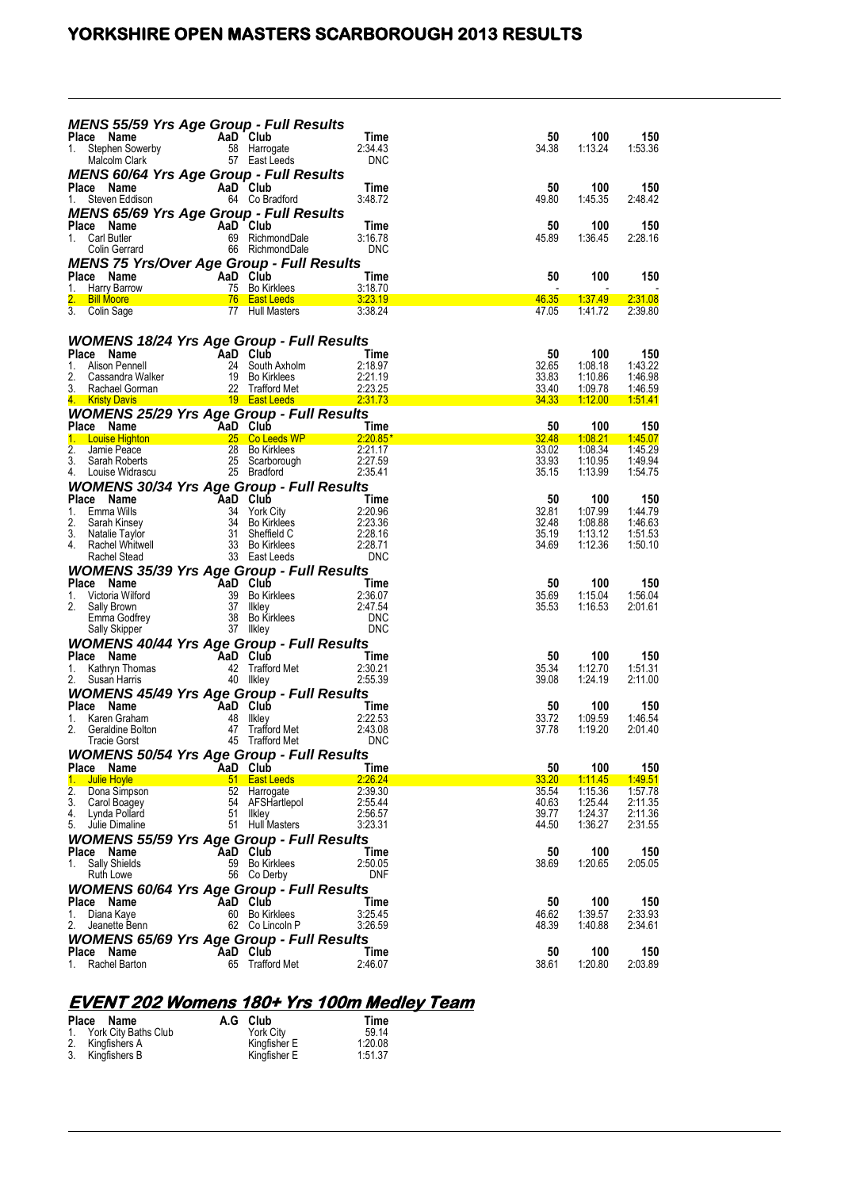# YORKSHIRE OPEN MASTERS SCARBOROUGH 2013 RESULTS

### MENS 55/59 Yrs Age Group - Full Results

| Place | Name | AaD | Club | Time | 50 | 100 | 150 |
|---|---|---|---|---|---|---|---|
| 1. | Stephen Sowerby | 58 | Harrogate | 2:34.43 | 34.38 | 1:13.24 | 1:53.36 |
| | Malcolm Clark | 57 | East Leeds | DNC | | | |

### MENS 60/64 Yrs Age Group - Full Results

| Place | Name | AaD | Club | Time | 50 | 100 | 150 |
|---|---|---|---|---|---|---|---|
| 1. | Steven Eddison | 64 | Co Bradford | 3:48.72 | 49.80 | 1:45.35 | 2:48.42 |

### MENS 65/69 Yrs Age Group - Full Results

| Place | Name | AaD | Club | Time | 50 | 100 | 150 |
|---|---|---|---|---|---|---|---|
| 1. | Carl Butler | 69 | RichmondDale | 3:16.78 | 45.89 | 1:36.45 | 2:28.16 |
| | Colin Gerrard | 66 | RichmondDale | DNC | | | |

### MENS 75 Yrs/Over Age Group - Full Results

| Place | Name | AaD | Club | Time | 50 | 100 | 150 |
|---|---|---|---|---|---|---|---|
| 1. | Harry Barrow | 75 | Bo Kirklees | 3:18.70 | - | - | - |
| 2. | Bill Moore | 76 | East Leeds | 3:23.19 | 46.35 | 1:37.49 | 2:31.08 |
| 3. | Colin Sage | 77 | Hull Masters | 3:38.24 | 47.05 | 1:41.72 | 2:39.80 |

### WOMENS 18/24 Yrs Age Group - Full Results

| Place | Name | AaD | Club | Time | 50 | 100 | 150 |
|---|---|---|---|---|---|---|---|
| 1. | Alison Pennell | 24 | South Axholm | 2:18.97 | 32.65 | 1:08.18 | 1:43.22 |
| 2. | Cassandra Walker | 19 | Bo Kirklees | 2:21.19 | 33.83 | 1:10.86 | 1:46.98 |
| 3. | Rachael Gorman | 22 | Trafford Met | 2:23.25 | 33.40 | 1:09.78 | 1:46.59 |
| 4. | Kristy Davis | 19 | East Leeds | 2:31.73 | 34.33 | 1:12.00 | 1:51.41 |

### WOMENS 25/29 Yrs Age Group - Full Results

| Place | Name | AaD | Club | Time | 50 | 100 | 150 |
|---|---|---|---|---|---|---|---|
| 1. | Louise Highton | 25 | Co Leeds WP | 2:20.85* | 32.48 | 1:08.21 | 1:45.07 |
| 2. | Jamie Peace | 28 | Bo Kirklees | 2:21.17 | 33.02 | 1:08.34 | 1:45.29 |
| 3. | Sarah Roberts | 25 | Scarborough | 2:27.59 | 33.93 | 1:10.95 | 1:49.94 |
| 4. | Louise Widrascu | 25 | Bradford | 2:35.41 | 35.15 | 1:13.99 | 1:54.75 |

### WOMENS 30/34 Yrs Age Group - Full Results

| Place | Name | AaD | Club | Time | 50 | 100 | 150 |
|---|---|---|---|---|---|---|---|
| 1. | Emma Wills | 34 | York City | 2:20.96 | 32.81 | 1:07.99 | 1:44.79 |
| 2. | Sarah Kinsey | 34 | Bo Kirklees | 2:23.36 | 32.48 | 1:08.88 | 1:46.63 |
| 3. | Natalie Taylor | 31 | Sheffield C | 2:28.16 | 35.19 | 1:13.12 | 1:51.53 |
| 4. | Rachel Whitwell | 33 | Bo Kirklees | 2:28.71 | 34.69 | 1:12.36 | 1:50.10 |
| | Rachel Stead | 33 | East Leeds | DNC | | | |

### WOMENS 35/39 Yrs Age Group - Full Results

| Place | Name | AaD | Club | Time | 50 | 100 | 150 |
|---|---|---|---|---|---|---|---|
| 1. | Victoria Wilford | 39 | Bo Kirklees | 2:36.07 | 35.69 | 1:15.04 | 1:56.04 |
| 2. | Sally Brown | 37 | Ilkley | 2:47.54 | 35.53 | 1:16.53 | 2:01.61 |
| | Emma Godfrey | 38 | Bo Kirklees | DNC | | | |
| | Sally Skipper | 37 | Ilkley | DNC | | | |

### WOMENS 40/44 Yrs Age Group - Full Results

| Place | Name | AaD | Club | Time | 50 | 100 | 150 |
|---|---|---|---|---|---|---|---|
| 1. | Kathryn Thomas | 42 | Trafford Met | 2:30.21 | 35.34 | 1:12.70 | 1:51.31 |
| 2. | Susan Harris | 40 | Ilkley | 2:55.39 | 39.08 | 1:24.19 | 2:11.00 |

### WOMENS 45/49 Yrs Age Group - Full Results

| Place | Name | AaD | Club | Time | 50 | 100 | 150 |
|---|---|---|---|---|---|---|---|
| 1. | Karen Graham | 48 | Ilkley | 2:22.53 | 33.72 | 1:09.59 | 1:46.54 |
| 2. | Geraldine Bolton | 47 | Trafford Met | 2:43.08 | 37.78 | 1:19.20 | 2:01.40 |
| | Tracie Gorst | 45 | Trafford Met | DNC | | | |

### WOMENS 50/54 Yrs Age Group - Full Results

| Place | Name | AaD | Club | Time | 50 | 100 | 150 |
|---|---|---|---|---|---|---|---|
| 1. | Julie Hoyle | 51 | East Leeds | 2:26.24 | 33.20 | 1:11.45 | 1:49.51 |
| 2. | Dona Simpson | 52 | Harrogate | 2:39.30 | 35.54 | 1:15.36 | 1:57.78 |
| 3. | Carol Boagey | 54 | AFSHartlepol | 2:55.44 | 40.63 | 1:25.44 | 2:11.35 |
| 4. | Lynda Pollard | 51 | Ilkley | 2:56.57 | 39.77 | 1:24.37 | 2:11.36 |
| 5. | Julie Dimaline | 51 | Hull Masters | 3:23.31 | 44.50 | 1:36.27 | 2:31.55 |

### WOMENS 55/59 Yrs Age Group - Full Results

| Place | Name | AaD | Club | Time | 50 | 100 | 150 |
|---|---|---|---|---|---|---|---|
| 1. | Sally Shields | 59 | Bo Kirklees | 2:50.05 | 38.69 | 1:20.65 | 2:05.05 |
| | Ruth Lowe | 56 | Co Derby | DNF | | | |

### WOMENS 60/64 Yrs Age Group - Full Results

| Place | Name | AaD | Club | Time | 50 | 100 | 150 |
|---|---|---|---|---|---|---|---|
| 1. | Diana Kaye | 60 | Bo Kirklees | 3:25.45 | 46.62 | 1:39.57 | 2:33.93 |
| 2. | Jeanette Benn | 62 | Co Lincoln P | 3:26.59 | 48.39 | 1:40.88 | 2:34.61 |

### WOMENS 65/69 Yrs Age Group - Full Results

| Place | Name | AaD | Club | Time | 50 | 100 | 150 |
|---|---|---|---|---|---|---|---|
| 1. | Rachel Barton | 65 | Trafford Met | 2:46.07 | 38.61 | 1:20.80 | 2:03.89 |

## EVENT 202 Womens 180+ Yrs 100m Medley Team

| Place | Name | A.G | Club | Time |
|---|---|---|---|---|
| 1. | York City Baths Club | | York City | 59.14 |
| 2. | Kingfishers A | | Kingfisher E | 1:20.08 |
| 3. | Kingfishers B | | Kingfisher E | 1:51.37 |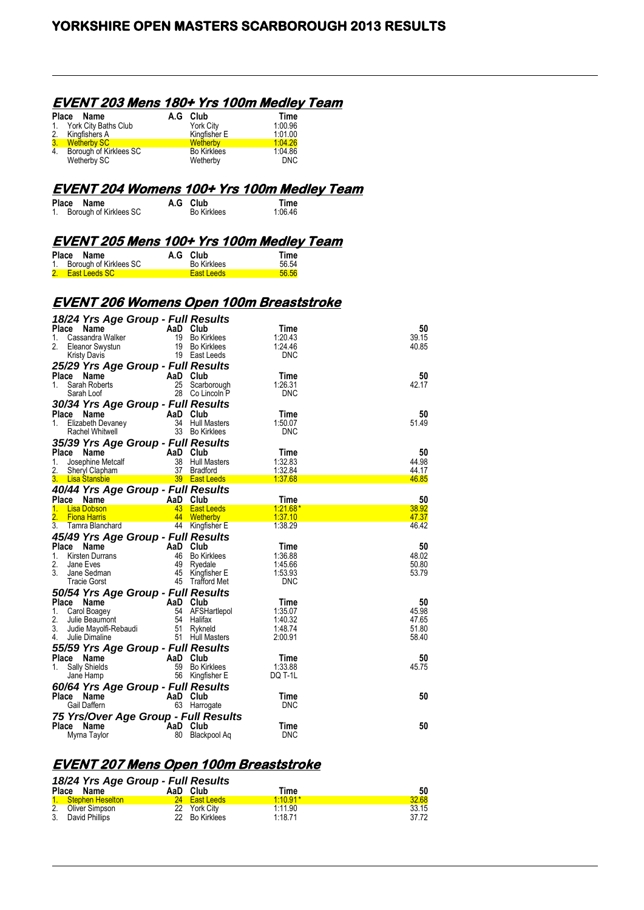# YORKSHIRE OPEN MASTERS SCARBOROUGH 2013 RESULTS

## EVENT 203 Mens 180+ Yrs 100m Medley Team

| Place | Name | A.G | Club | Time |
|---|---|---|---|---|
| 1. | York City Baths Club | | York City | 1:00.96 |
| 2. | Kingfishers A | | Kingfisher E | 1:01.00 |
| 3. | Wetherby SC | | Wetherby | 1:04.26 |
| 4. | Borough of Kirklees SC | | Bo Kirklees | 1:04.86 |
| | Wetherby SC | | Wetherby | DNC |

## EVENT 204 Womens 100+ Yrs 100m Medley Team

| Place | Name | A.G | Club | Time |
|---|---|---|---|---|
| 1. | Borough of Kirklees SC | | Bo Kirklees | 1:06.46 |

## EVENT 205 Mens 100+ Yrs 100m Medley Team

| Place | Name | A.G | Club | Time |
|---|---|---|---|---|
| 1. | Borough of Kirklees SC | | Bo Kirklees | 56.54 |
| 2. | East Leeds SC | | East Leeds | 56.56 |

## EVENT 206 Womens Open 100m Breaststroke

### 18/24 Yrs Age Group - Full Results

| Place | Name | AaD | Club | Time | 50 |
|---|---|---|---|---|---|
| 1. | Cassandra Walker | 19 | Bo Kirklees | 1:20.43 | 39.15 |
| 2. | Eleanor Swystun | 19 | Bo Kirklees | 1:24.46 | 40.85 |
| | Kristy Davis | 19 | East Leeds | DNC | |

### 25/29 Yrs Age Group - Full Results

| Place | Name | AaD | Club | Time | 50 |
|---|---|---|---|---|---|
| 1. | Sarah Roberts | 25 | Scarborough | 1:26.31 | 42.17 |
| | Sarah Loof | 28 | Co Lincoln P | DNC | |

### 30/34 Yrs Age Group - Full Results

| Place | Name | AaD | Club | Time | 50 |
|---|---|---|---|---|---|
| 1. | Elizabeth Devaney | 34 | Hull Masters | 1:50.07 | 51.49 |
| | Rachel Whitwell | 33 | Bo Kirklees | DNC | |

### 35/39 Yrs Age Group - Full Results

| Place | Name | AaD | Club | Time | 50 |
|---|---|---|---|---|---|
| 1. | Josephine Metcalf | 38 | Hull Masters | 1:32.83 | 44.98 |
| 2. | Sheryl Clapham | 37 | Bradford | 1:32.84 | 44.17 |
| 3. | Lisa Stansbie | 39 | East Leeds | 1:37.68 | 46.85 |

### 40/44 Yrs Age Group - Full Results

| Place | Name | AaD | Club | Time | 50 |
|---|---|---|---|---|---|
| 1. | Lisa Dobson | 43 | East Leeds | 1:21.68* | 38.92 |
| 2. | Fiona Harris | 44 | Wetherby | 1:37.10 | 47.37 |
| 3. | Tamra Blanchard | 44 | Kingfisher E | 1:38.29 | 46.42 |

### 45/49 Yrs Age Group - Full Results

| Place | Name | AaD | Club | Time | 50 |
|---|---|---|---|---|---|
| 1. | Kirsten Durrans | 46 | Bo Kirklees | 1:36.88 | 48.02 |
| 2. | Jane Eves | 49 | Ryedale | 1:45.66 | 50.80 |
| 3. | Jane Sedman | 45 | Kingfisher E | 1:53.93 | 53.79 |
| | Tracie Gorst | 45 | Trafford Met | DNC | |

### 50/54 Yrs Age Group - Full Results

| Place | Name | AaD | Club | Time | 50 |
|---|---|---|---|---|---|
| 1. | Carol Boagey | 54 | AFSHartlepol | 1:35.07 | 45.98 |
| 2. | Julie Beaumont | 54 | Halifax | 1:40.32 | 47.65 |
| 3. | Judie Mayolfi-Rebaudi | 51 | Rykneld | 1:48.74 | 51.80 |
| 4. | Julie Dimaline | 51 | Hull Masters | 2:00.91 | 58.40 |

### 55/59 Yrs Age Group - Full Results

| Place | Name | AaD | Club | Time | 50 |
|---|---|---|---|---|---|
| 1. | Sally Shields | 59 | Bo Kirklees | 1:33.88 | 45.75 |
| | Jane Hamp | 56 | Kingfisher E | DQ T-1L | |

### 60/64 Yrs Age Group - Full Results

| Place | Name | AaD | Club | Time | 50 |
|---|---|---|---|---|---|
| | Gail Daffern | 63 | Harrogate | DNC | |

### 75 Yrs/Over Age Group - Full Results

| Place | Name | AaD | Club | Time | 50 |
|---|---|---|---|---|---|
| | Myrna Taylor | 80 | Blackpool Aq | DNC | |

## EVENT 207 Mens Open 100m Breaststroke

### 18/24 Yrs Age Group - Full Results

| Place | Name | AaD | Club | Time | 50 |
|---|---|---|---|---|---|
| 1. | Stephen Heselton | 24 | East Leeds | 1:10.91* | 32.68 |
| 2. | Oliver Simpson | 22 | York City | 1:11.90 | 33.15 |
| 3. | David Phillips | 22 | Bo Kirklees | 1:18.71 | 37.72 |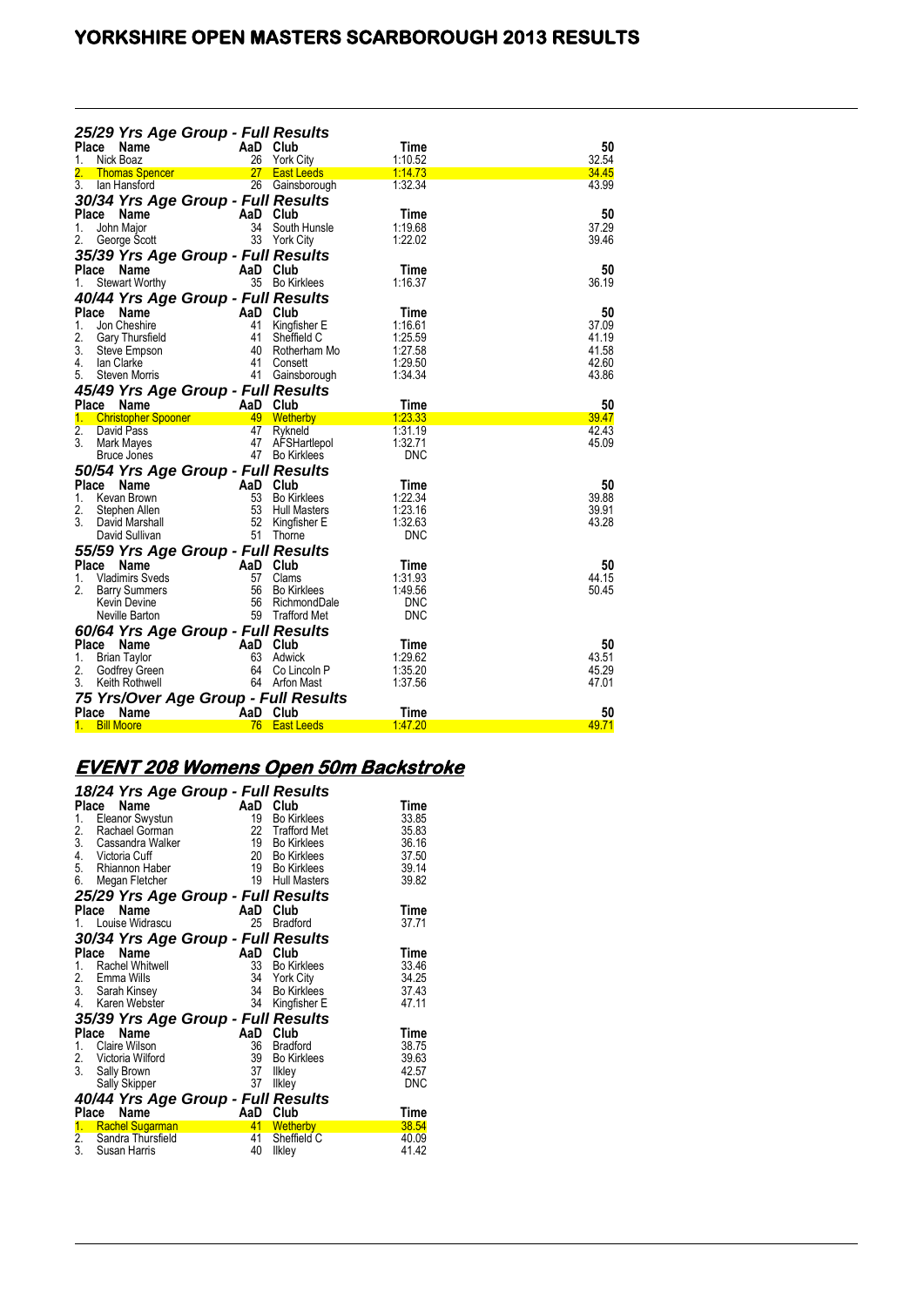## 25/29 Yrs Age Group - Full Results

| Place | Name | AaD | Club | Time | 50 |
|---|---|---|---|---|---|
| 1. | Nick Boaz | 26 | York City | 1:10.52 | 32.54 |
| 2. | Thomas Spencer | 27 | East Leeds | 1:14.73 | 34.45 |
| 3. | Ian Hansford | 26 | Gainsborough | 1:32.34 | 43.99 |

## 30/34 Yrs Age Group - Full Results

| Place | Name | AaD | Club | Time | 50 |
|---|---|---|---|---|---|
| 1. | John Major | 34 | South Hunsle | 1:19.68 | 37.29 |
| 2. | George Scott | 33 | York City | 1:22.02 | 39.46 |

## 35/39 Yrs Age Group - Full Results

| Place | Name | AaD | Club | Time | 50 |
|---|---|---|---|---|---|
| 1. | Stewart Worthy | 35 | Bo Kirklees | 1:16.37 | 36.19 |

## 40/44 Yrs Age Group - Full Results

| Place | Name | AaD | Club | Time | 50 |
|---|---|---|---|---|---|
| 1. | Jon Cheshire | 41 | Kingfisher E | 1:16.61 | 37.09 |
| 2. | Gary Thursfield | 41 | Sheffield C | 1:25.59 | 41.19 |
| 3. | Steve Empson | 40 | Rotherham Mo | 1:27.58 | 41.58 |
| 4. | Ian Clarke | 41 | Consett | 1:29.50 | 42.60 |
| 5. | Steven Morris | 41 | Gainsborough | 1:34.34 | 43.86 |

## 45/49 Yrs Age Group - Full Results

| Place | Name | AaD | Club | Time | 50 |
|---|---|---|---|---|---|
| 1. | Christopher Spooner | 49 | Wetherby | 1:23.33 | 39.47 |
| 2. | David Pass | 47 | Rykneld | 1:31.19 | 42.43 |
| 3. | Mark Mayes | 47 | AFSHartlepol | 1:32.71 | 45.09 |
| | Bruce Jones | 47 | Bo Kirklees | DNC | |

## 50/54 Yrs Age Group - Full Results

| Place | Name | AaD | Club | Time | 50 |
|---|---|---|---|---|---|
| 1. | Kevan Brown | 53 | Bo Kirklees | 1:22.34 | 39.88 |
| 2. | Stephen Allen | 53 | Hull Masters | 1:23.16 | 39.91 |
| 3. | David Marshall | 52 | Kingfisher E | 1:32.63 | 43.28 |
| | David Sullivan | 51 | Thorne | DNC | |

## 55/59 Yrs Age Group - Full Results

| Place | Name | AaD | Club | Time | 50 |
|---|---|---|---|---|---|
| 1. | Vladimirs Sveds | 57 | Clams | 1:31.93 | 44.15 |
| 2. | Barry Summers | 56 | Bo Kirklees | 1:49.56 | 50.45 |
| | Kevin Devine | 56 | RichmondDale | DNC | |
| | Neville Barton | 59 | Trafford Met | DNC | |

## 60/64 Yrs Age Group - Full Results

| Place | Name | AaD | Club | Time | 50 |
|---|---|---|---|---|---|
| 1. | Brian Taylor | 63 | Adwick | 1:29.62 | 43.51 |
| 2. | Godfrey Green | 64 | Co Lincoln P | 1:35.20 | 45.29 |
| 3. | Keith Rothwell | 64 | Arfon Mast | 1:37.56 | 47.01 |

## 75 Yrs/Over Age Group - Full Results

| Place | Name | AaD | Club | Time | 50 |
|---|---|---|---|---|---|
| 1. | Bill Moore | 76 | East Leeds | 1:47.20 | 49.71 |

# EVENT 208 Womens Open 50m Backstroke

## 18/24 Yrs Age Group - Full Results

| Place | Name | AaD | Club | Time |
|---|---|---|---|---|
| 1. | Eleanor Swystun | 19 | Bo Kirklees | 33.85 |
| 2. | Rachael Gorman | 22 | Trafford Met | 35.83 |
| 3. | Cassandra Walker | 19 | Bo Kirklees | 36.16 |
| 4. | Victoria Cuff | 20 | Bo Kirklees | 37.50 |
| 5. | Rhiannon Haber | 19 | Bo Kirklees | 39.14 |
| 6. | Megan Fletcher | 19 | Hull Masters | 39.82 |

## 25/29 Yrs Age Group - Full Results

| Place | Name | AaD | Club | Time |
|---|---|---|---|---|
| 1. | Louise Widrascu | 25 | Bradford | 37.71 |

## 30/34 Yrs Age Group - Full Results

| Place | Name | AaD | Club | Time |
|---|---|---|---|---|
| 1. | Rachel Whitwell | 33 | Bo Kirklees | 33.46 |
| 2. | Emma Wills | 34 | York City | 34.25 |
| 3. | Sarah Kinsey | 34 | Bo Kirklees | 37.43 |
| 4. | Karen Webster | 34 | Kingfisher E | 47.11 |

## 35/39 Yrs Age Group - Full Results

| Place | Name | AaD | Club | Time |
|---|---|---|---|---|
| 1. | Claire Wilson | 36 | Bradford | 38.75 |
| 2. | Victoria Wilford | 39 | Bo Kirklees | 39.63 |
| 3. | Sally Brown | 37 | Ilkley | 42.57 |
| | Sally Skipper | 37 | Ilkley | DNC |

## 40/44 Yrs Age Group - Full Results

| Place | Name | AaD | Club | Time |
|---|---|---|---|---|
| 1. | Rachel Sugarman | 41 | Wetherby | 38.54 |
| 2. | Sandra Thursfield | 41 | Sheffield C | 40.09 |
| 3. | Susan Harris | 40 | Ilkley | 41.42 |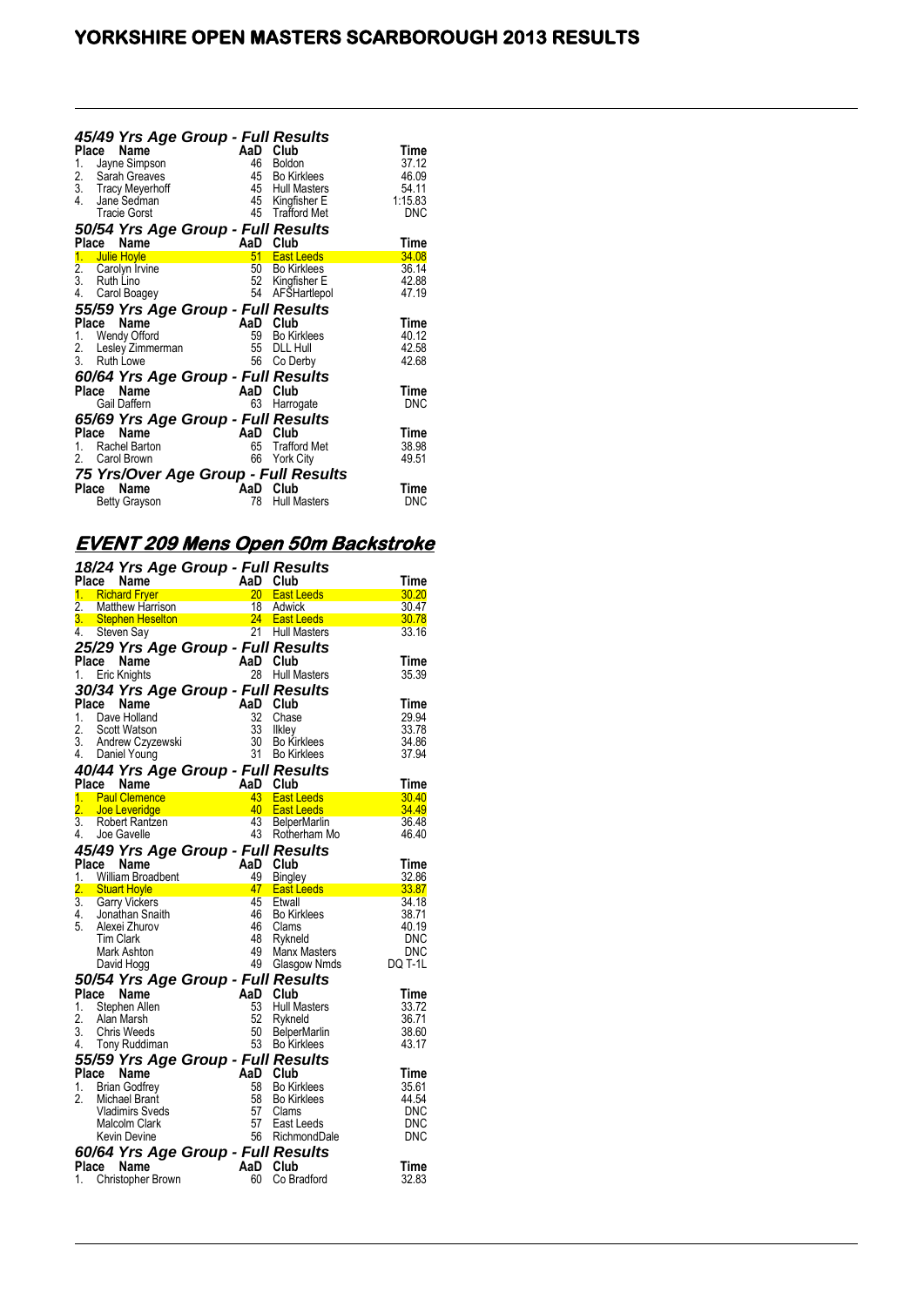### 45/49 Yrs Age Group - Full Results

| Place | Name | AaD | Club | Time |
|---|---|---|---|---|
| 1. | Jayne Simpson | 46 | Boldon | 37.12 |
| 2. | Sarah Greaves | 45 | Bo Kirklees | 46.09 |
| 3. | Tracy Meyerhoff | 45 | Hull Masters | 54.11 |
| 4. | Jane Sedman | 45 | Kingfisher E | 1:15.83 |
| | Tracie Gorst | 45 | Trafford Met | DNC |

### 50/54 Yrs Age Group - Full Results

| Place | Name | AaD | Club | Time |
|---|---|---|---|---|
| 1. | Julie Hoyle | 51 | East Leeds | 34.08 |
| 2. | Carolyn Irvine | 50 | Bo Kirklees | 36.14 |
| 3. | Ruth Lino | 52 | Kingfisher E | 42.88 |
| 4. | Carol Boagey | 54 | AFSHartlepol | 47.19 |

### 55/59 Yrs Age Group - Full Results

| Place | Name | AaD | Club | Time |
|---|---|---|---|---|
| 1. | Wendy Offord | 59 | Bo Kirklees | 40.12 |
| 2. | Lesley Zimmerman | 55 | DLL Hull | 42.58 |
| 3. | Ruth Lowe | 56 | Co Derby | 42.68 |

### 60/64 Yrs Age Group - Full Results

| Place | Name | AaD | Club | Time |
|---|---|---|---|---|
| | Gail Daffern | 63 | Harrogate | DNC |

### 65/69 Yrs Age Group - Full Results

| Place | Name | AaD | Club | Time |
|---|---|---|---|---|
| 1. | Rachel Barton | 65 | Trafford Met | 38.98 |
| 2. | Carol Brown | 66 | York City | 49.51 |

### 75 Yrs/Over Age Group - Full Results

| Place | Name | AaD | Club | Time |
|---|---|---|---|---|
| | Betty Grayson | 78 | Hull Masters | DNC |

## EVENT 209 Mens Open 50m Backstroke

### 18/24 Yrs Age Group - Full Results

| Place | Name | AaD | Club | Time |
|---|---|---|---|---|
| 1. | Richard Fryer | 20 | East Leeds | 30.20 |
| 2. | Matthew Harrison | 18 | Adwick | 30.47 |
| 3. | Stephen Heselton | 24 | East Leeds | 30.78 |
| 4. | Steven Say | 21 | Hull Masters | 33.16 |

### 25/29 Yrs Age Group - Full Results

| Place | Name | AaD | Club | Time |
|---|---|---|---|---|
| 1. | Eric Knights | 28 | Hull Masters | 35.39 |

### 30/34 Yrs Age Group - Full Results

| Place | Name | AaD | Club | Time |
|---|---|---|---|---|
| 1. | Dave Holland | 32 | Chase | 29.94 |
| 2. | Scott Watson | 33 | Ilkley | 33.78 |
| 3. | Andrew Czyzewski | 30 | Bo Kirklees | 34.86 |
| 4. | Daniel Young | 31 | Bo Kirklees | 37.94 |

### 40/44 Yrs Age Group - Full Results

| Place | Name | AaD | Club | Time |
|---|---|---|---|---|
| 1. | Paul Clemence | 43 | East Leeds | 30.40 |
| 2. | Joe Leveridge | 40 | East Leeds | 34.49 |
| 3. | Robert Rantzen | 43 | BelperMarlin | 36.48 |
| 4. | Joe Gavelle | 43 | Rotherham Mo | 46.40 |

### 45/49 Yrs Age Group - Full Results

| Place | Name | AaD | Club | Time |
|---|---|---|---|---|
| 1. | William Broadbent | 49 | Bingley | 32.86 |
| 2. | Stuart Hoyle | 47 | East Leeds | 33.87 |
| 3. | Garry Vickers | 45 | Etwall | 34.18 |
| 4. | Jonathan Snaith | 46 | Bo Kirklees | 38.71 |
| 5. | Alexei Zhurov | 46 | Clams | 40.19 |
| | Tim Clark | 48 | Rykneld | DNC |
| | Mark Ashton | 49 | Manx Masters | DNC |
| | David Hogg | 49 | Glasgow Nmds | DQ T-1L |

### 50/54 Yrs Age Group - Full Results

| Place | Name | AaD | Club | Time |
|---|---|---|---|---|
| 1. | Stephen Allen | 53 | Hull Masters | 33.72 |
| 2. | Alan Marsh | 52 | Rykneld | 36.71 |
| 3. | Chris Weeds | 50 | BelperMarlin | 38.60 |
| 4. | Tony Ruddiman | 53 | Bo Kirklees | 43.17 |

### 55/59 Yrs Age Group - Full Results

| Place | Name | AaD | Club | Time |
|---|---|---|---|---|
| 1. | Brian Godfrey | 58 | Bo Kirklees | 35.61 |
| 2. | Michael Brant | 58 | Bo Kirklees | 44.54 |
| | Vladimirs Sveds | 57 | Clams | DNC |
| | Malcolm Clark | 57 | East Leeds | DNC |
| | Kevin Devine | 56 | RichmondDale | DNC |

### 60/64 Yrs Age Group - Full Results

| Place | Name | AaD | Club | Time |
|---|---|---|---|---|
| 1. | Christopher Brown | 60 | Co Bradford | 32.83 |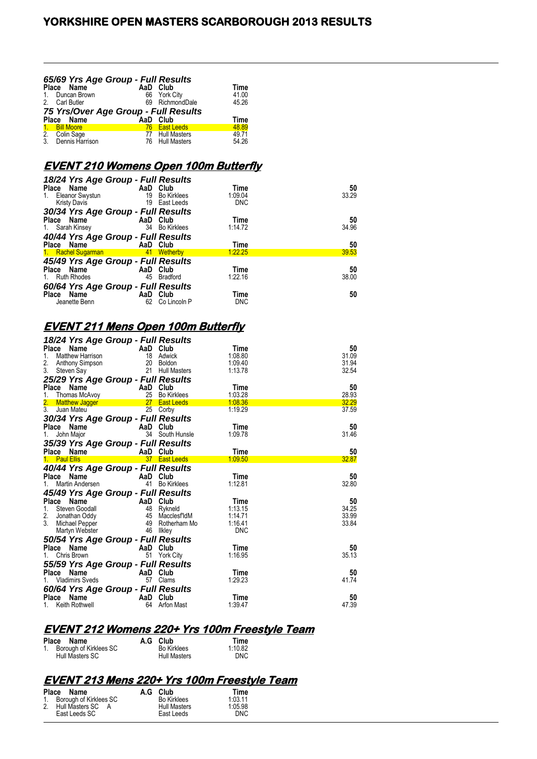# YORKSHIRE OPEN MASTERS SCARBOROUGH 2013 RESULTS

### 65/69 Yrs Age Group - Full Results

| Place | Name | AaD | Club | Time |
|---|---|---|---|---|
| 1. | Duncan Brown | 66 | York City | 41.00 |
| 2. | Carl Butler | 69 | RichmondDale | 45.26 |

### 75 Yrs/Over Age Group - Full Results

| Place | Name | AaD | Club | Time |
|---|---|---|---|---|
| 1. | Bill Moore | 76 | East Leeds | 48.89 |
| 2. | Colin Sage | 77 | Hull Masters | 49.71 |
| 3. | Dennis Harrison | 76 | Hull Masters | 54.26 |

## EVENT 210 Womens Open 100m Butterfly

### 18/24 Yrs Age Group - Full Results

| Place | Name | AaD | Club | Time | 50 |
|---|---|---|---|---|---|
| 1. | Eleanor Swystun | 19 | Bo Kirklees | 1:09.04 | 33.29 |
| | Kristy Davis | 19 | East Leeds | DNC | |

### 30/34 Yrs Age Group - Full Results

| Place | Name | AaD | Club | Time | 50 |
|---|---|---|---|---|---|
| 1. | Sarah Kinsey | 34 | Bo Kirklees | 1:14.72 | 34.96 |

### 40/44 Yrs Age Group - Full Results

| Place | Name | AaD | Club | Time | 50 |
|---|---|---|---|---|---|
| 1. | Rachel Sugarman | 41 | Wetherby | 1:22.25 | 39.53 |

### 45/49 Yrs Age Group - Full Results

| Place | Name | AaD | Club | Time | 50 |
|---|---|---|---|---|---|
| 1. | Ruth Rhodes | 45 | Bradford | 1:22.16 | 38.00 |

### 60/64 Yrs Age Group - Full Results

| Place | Name | AaD | Club | Time | 50 |
|---|---|---|---|---|---|
| | Jeanette Benn | 62 | Co Lincoln P | DNC | |

## EVENT 211 Mens Open 100m Butterfly

### 18/24 Yrs Age Group - Full Results

| Place | Name | AaD | Club | Time | 50 |
|---|---|---|---|---|---|
| 1. | Matthew Harrison | 18 | Adwick | 1:08.80 | 31.09 |
| 2. | Anthony Simpson | 20 | Boldon | 1:09.40 | 31.94 |
| 3. | Steven Say | 21 | Hull Masters | 1:13.78 | 32.54 |

### 25/29 Yrs Age Group - Full Results

| Place | Name | AaD | Club | Time | 50 |
|---|---|---|---|---|---|
| 1. | Thomas McAvoy | 25 | Bo Kirklees | 1:03.28 | 28.93 |
| 2. | Matthew Jagger | 27 | East Leeds | 1:08.36 | 32.29 |
| 3. | Juan Mateu | 25 | Corby | 1:19.29 | 37.59 |

### 30/34 Yrs Age Group - Full Results

| Place | Name | AaD | Club | Time | 50 |
|---|---|---|---|---|---|
| 1. | John Major | 34 | South Hunsle | 1:09.78 | 31.46 |

### 35/39 Yrs Age Group - Full Results

| Place | Name | AaD | Club | Time | 50 |
|---|---|---|---|---|---|
| 1. | Paul Ellis | 37 | East Leeds | 1:09.50 | 32.87 |

### 40/44 Yrs Age Group - Full Results

| Place | Name | AaD | Club | Time | 50 |
|---|---|---|---|---|---|
| 1. | Martin Andersen | 41 | Bo Kirklees | 1:12.81 | 32.80 |

### 45/49 Yrs Age Group - Full Results

| Place | Name | AaD | Club | Time | 50 |
|---|---|---|---|---|---|
| 1. | Steven Goodall | 48 | Rykneld | 1:13.15 | 34.25 |
| 2. | Jonathan Oddy | 45 | Macclesf'ldM | 1:14.71 | 33.99 |
| 3. | Michael Pepper | 49 | Rotherham Mo | 1:16.41 | 33.84 |
| | Martyn Webster | 46 | Ilkley | DNC | |

### 50/54 Yrs Age Group - Full Results

| Place | Name | AaD | Club | Time | 50 |
|---|---|---|---|---|---|
| 1. | Chris Brown | 51 | York City | 1:16.95 | 35.13 |

### 55/59 Yrs Age Group - Full Results

| Place | Name | AaD | Club | Time | 50 |
|---|---|---|---|---|---|
| 1. | Vladimirs Sveds | 57 | Clams | 1:29.23 | 41.74 |

### 60/64 Yrs Age Group - Full Results

| Place | Name | AaD | Club | Time | 50 |
|---|---|---|---|---|---|
| 1. | Keith Rothwell | 64 | Arfon Mast | 1:39.47 | 47.39 |

## EVENT 212 Womens 220+ Yrs 100m Freestyle Team

| Place | Name | A.G | Club | Time |
|---|---|---|---|---|
| 1. | Borough of Kirklees SC | | Bo Kirklees | 1:10.82 |
| | Hull Masters SC | | Hull Masters | DNC |

## EVENT 213 Mens 220+ Yrs 100m Freestyle Team

| Place | Name | A.G | Club | Time |
|---|---|---|---|---|
| 1. | Borough of Kirklees SC | | Bo Kirklees | 1:03.11 |
| 2. | Hull Masters SC A | | Hull Masters | 1:05.98 |
| | East Leeds SC | | East Leeds | DNC |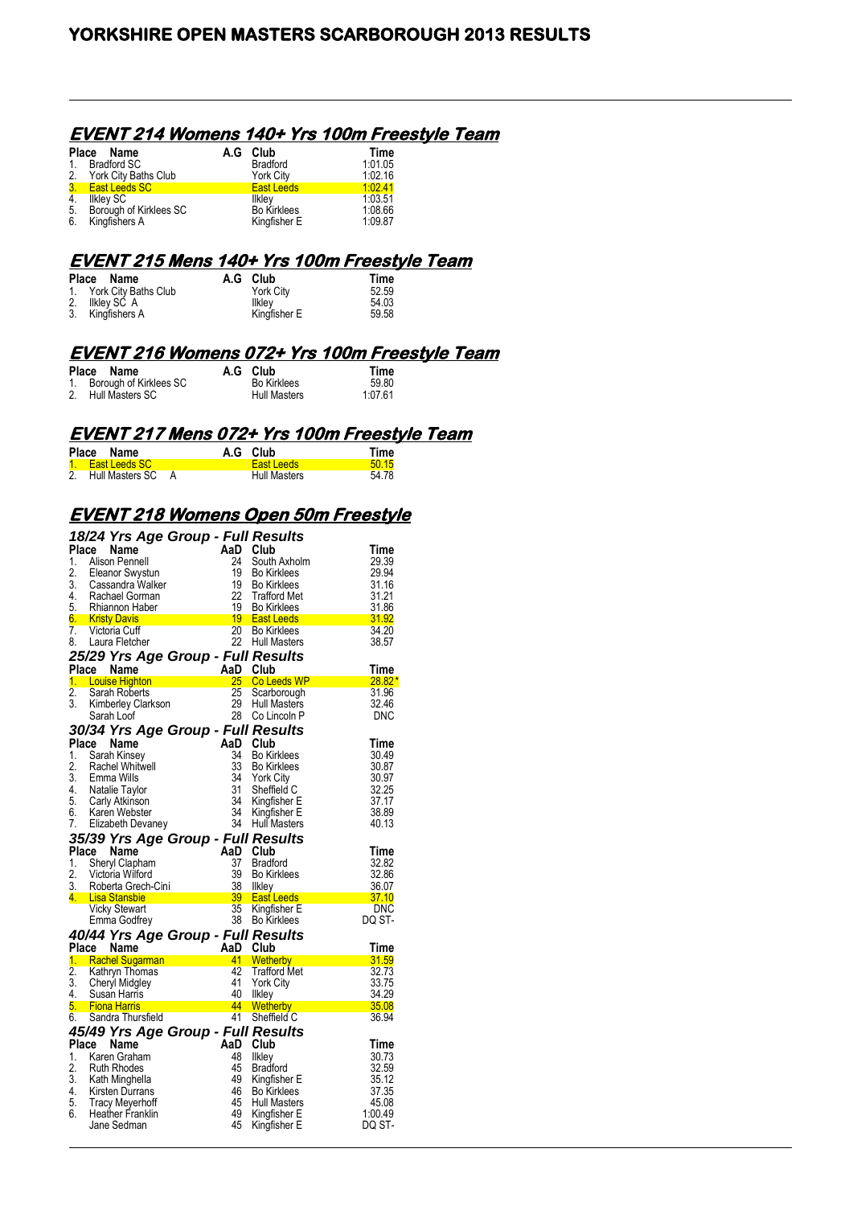# YORKSHIRE OPEN MASTERS SCARBOROUGH 2013 RESULTS

## EVENT 214 Womens 140+ Yrs 100m Freestyle Team

| Place | Name | A.G | Club | Time |
|---|---|---|---|---|
| 1. | Bradford SC | | Bradford | 1:01.05 |
| 2. | York City Baths Club | | York City | 1:02.16 |
| 3. | East Leeds SC | | East Leeds | 1:02.41 |
| 4. | Ilkley SC | | Ilkley | 1:03.51 |
| 5. | Borough of Kirklees SC | | Bo Kirklees | 1:08.66 |
| 6. | Kingfishers A | | Kingfisher E | 1:09.87 |

## EVENT 215 Mens 140+ Yrs 100m Freestyle Team

| Place | Name | A.G | Club | Time |
|---|---|---|---|---|
| 1. | York City Baths Club | | York City | 52.59 |
| 2. | Ilkley SC A | | Ilkley | 54.03 |
| 3. | Kingfishers A | | Kingfisher E | 59.58 |

## EVENT 216 Womens 072+ Yrs 100m Freestyle Team

| Place | Name | A.G | Club | Time |
|---|---|---|---|---|
| 1. | Borough of Kirklees SC | | Bo Kirklees | 59.80 |
| 2. | Hull Masters SC | | Hull Masters | 1:07.61 |

## EVENT 217 Mens 072+ Yrs 100m Freestyle Team

| Place | Name | A.G | Club | Time |
|---|---|---|---|---|
| 1. | East Leeds SC | | East Leeds | 50.15 |
| 2. | Hull Masters SC A | | Hull Masters | 54.78 |

## EVENT 218 Womens Open 50m Freestyle

### 18/24 Yrs Age Group - Full Results

| Place | Name | AaD | Club | Time |
|---|---|---|---|---|
| 1. | Alison Pennell | 24 | South Axholm | 29.39 |
| 2. | Eleanor Swystun | 19 | Bo Kirklees | 29.94 |
| 3. | Cassandra Walker | 19 | Bo Kirklees | 31.16 |
| 4. | Rachael Gorman | 22 | Trafford Met | 31.21 |
| 5. | Rhiannon Haber | 19 | Bo Kirklees | 31.86 |
| 6. | Kristy Davis | 19 | East Leeds | 31.92 |
| 7. | Victoria Cuff | 20 | Bo Kirklees | 34.20 |
| 8. | Laura Fletcher | 22 | Hull Masters | 38.57 |

### 25/29 Yrs Age Group - Full Results

| Place | Name | AaD | Club | Time |
|---|---|---|---|---|
| 1. | Louise Highton | 25 | Co Leeds WP | 28.82* |
| 2. | Sarah Roberts | 25 | Scarborough | 31.96 |
| 3. | Kimberley Clarkson | 29 | Hull Masters | 32.46 |
| | Sarah Loof | 28 | Co Lincoln P | DNC |

### 30/34 Yrs Age Group - Full Results

| Place | Name | AaD | Club | Time |
|---|---|---|---|---|
| 1. | Sarah Kinsey | 34 | Bo Kirklees | 30.49 |
| 2. | Rachel Whitwell | 33 | Bo Kirklees | 30.87 |
| 3. | Emma Wills | 34 | York City | 30.97 |
| 4. | Natalie Taylor | 31 | Sheffield C | 32.25 |
| 5. | Carly Atkinson | 34 | Kingfisher E | 37.17 |
| 6. | Karen Webster | 34 | Kingfisher E | 38.89 |
| 7. | Elizabeth Devaney | 34 | Hull Masters | 40.13 |

### 35/39 Yrs Age Group - Full Results

| Place | Name | AaD | Club | Time |
|---|---|---|---|---|
| 1. | Sheryl Clapham | 37 | Bradford | 32.82 |
| 2. | Victoria Wilford | 39 | Bo Kirklees | 32.86 |
| 3. | Roberta Grech-Cini | 38 | Ilkley | 36.07 |
| 4. | Lisa Stansbie | 39 | East Leeds | 37.10 |
| | Vicky Stewart | 35 | Kingfisher E | DNC |
| | Emma Godfrey | 38 | Bo Kirklees | DQ ST- |

### 40/44 Yrs Age Group - Full Results

| Place | Name | AaD | Club | Time |
|---|---|---|---|---|
| 1. | Rachel Sugarman | 41 | Wetherby | 31.59 |
| 2. | Kathryn Thomas | 42 | Trafford Met | 32.73 |
| 3. | Cheryl Midgley | 41 | York City | 33.75 |
| 4. | Susan Harris | 40 | Ilkley | 34.29 |
| 5. | Fiona Harris | 44 | Wetherby | 35.08 |
| 6. | Sandra Thursfield | 41 | Sheffield C | 36.94 |

### 45/49 Yrs Age Group - Full Results

| Place | Name | AaD | Club | Time |
|---|---|---|---|---|
| 1. | Karen Graham | 48 | Ilkley | 30.73 |
| 2. | Ruth Rhodes | 45 | Bradford | 32.59 |
| 3. | Kath Minghella | 49 | Kingfisher E | 35.12 |
| 4. | Kirsten Durrans | 46 | Bo Kirklees | 37.35 |
| 5. | Tracy Meyerhoff | 45 | Hull Masters | 45.08 |
| 6. | Heather Franklin | 49 | Kingfisher E | 1:00.49 |
| | Jane Sedman | 45 | Kingfisher E | DQ ST- |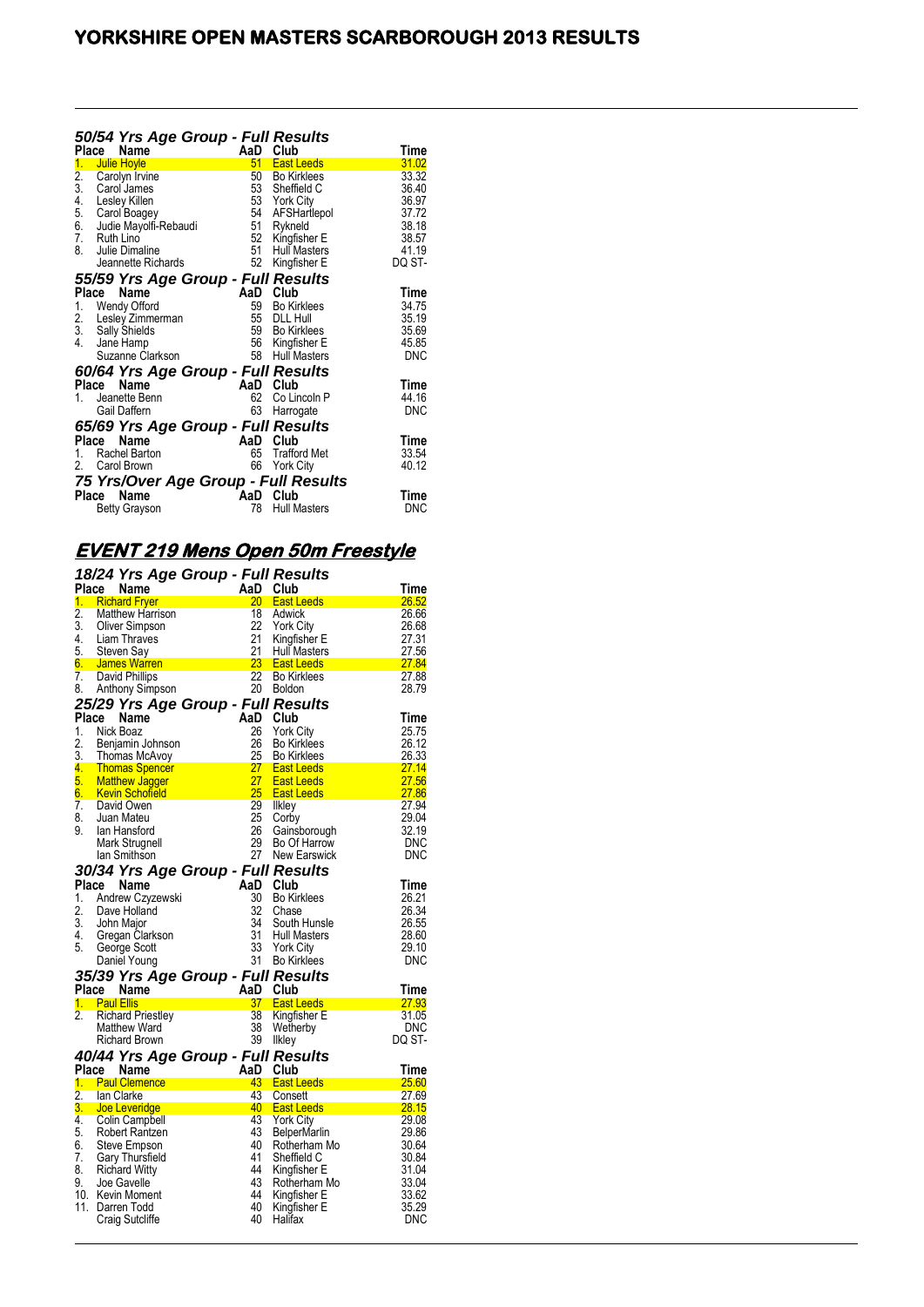### 50/54 Yrs Age Group - Full Results

| Place | Name | AaD | Club | Time |
|---|---|---|---|---|
| 1. | Julie Hoyle | 51 | East Leeds | 31.02 |
| 2. | Carolyn Irvine | 50 | Bo Kirklees | 33.32 |
| 3. | Carol James | 53 | Sheffield C | 36.40 |
| 4. | Lesley Killen | 53 | York City | 36.97 |
| 5. | Carol Boagey | 54 | AFSHartlepol | 37.72 |
| 6. | Judie Mayolfi-Rebaudi | 51 | Rykneld | 38.18 |
| 7. | Ruth Lino | 52 | Kingfisher E | 38.57 |
| 8. | Julie Dimaline | 51 | Hull Masters | 41.19 |
| | Jeannette Richards | 52 | Kingfisher E | DQ ST- |

### 55/59 Yrs Age Group - Full Results

| Place | Name | AaD | Club | Time |
|---|---|---|---|---|
| 1. | Wendy Offord | 59 | Bo Kirklees | 34.75 |
| 2. | Lesley Zimmerman | 55 | DLL Hull | 35.19 |
| 3. | Sally Shields | 59 | Bo Kirklees | 35.69 |
| 4. | Jane Hamp | 56 | Kingfisher E | 45.85 |
| | Suzanne Clarkson | 58 | Hull Masters | DNC |

### 60/64 Yrs Age Group - Full Results

| Place | Name | AaD | Club | Time |
|---|---|---|---|---|
| 1. | Jeanette Benn | 62 | Co Lincoln P | 44.16 |
| | Gail Daffern | 63 | Harrogate | DNC |

### 65/69 Yrs Age Group - Full Results

| Place | Name | AaD | Club | Time |
|---|---|---|---|---|
| 1. | Rachel Barton | 65 | Trafford Met | 33.54 |
| 2. | Carol Brown | 66 | York City | 40.12 |

### 75 Yrs/Over Age Group - Full Results

| Place | Name | AaD | Club | Time |
|---|---|---|---|---|
| | Betty Grayson | 78 | Hull Masters | DNC |

## EVENT 219 Mens Open 50m Freestyle

### 18/24 Yrs Age Group - Full Results

| Place | Name | AaD | Club | Time |
|---|---|---|---|---|
| 1. | Richard Fryer | 20 | East Leeds | 26.52 |
| 2. | Matthew Harrison | 18 | Adwick | 26.66 |
| 3. | Oliver Simpson | 22 | York City | 26.68 |
| 4. | Liam Thraves | 21 | Kingfisher E | 27.31 |
| 5. | Steven Say | 21 | Hull Masters | 27.56 |
| 6. | James Warren | 23 | East Leeds | 27.84 |
| 7. | David Phillips | 22 | Bo Kirklees | 27.88 |
| 8. | Anthony Simpson | 20 | Boldon | 28.79 |

### 25/29 Yrs Age Group - Full Results

| Place | Name | AaD | Club | Time |
|---|---|---|---|---|
| 1. | Nick Boaz | 26 | York City | 25.75 |
| 2. | Benjamin Johnson | 26 | Bo Kirklees | 26.12 |
| 3. | Thomas McAvoy | 25 | Bo Kirklees | 26.33 |
| 4. | Thomas Spencer | 27 | East Leeds | 27.14 |
| 5. | Matthew Jagger | 27 | East Leeds | 27.56 |
| 6. | Kevin Schofield | 25 | East Leeds | 27.86 |
| 7. | David Owen | 29 | Ilkley | 27.94 |
| 8. | Juan Mateu | 25 | Corby | 29.04 |
| 9. | Ian Hansford | 26 | Gainsborough | 32.19 |
| | Mark Strugnell | 29 | Bo Of Harrow | DNC |
| | Ian Smithson | 27 | New Earswick | DNC |

### 30/34 Yrs Age Group - Full Results

| Place | Name | AaD | Club | Time |
|---|---|---|---|---|
| 1. | Andrew Czyzewski | 30 | Bo Kirklees | 26.21 |
| 2. | Dave Holland | 32 | Chase | 26.34 |
| 3. | John Major | 34 | South Hunsle | 26.55 |
| 4. | Gregan Clarkson | 31 | Hull Masters | 28.60 |
| 5. | George Scott | 33 | York City | 29.10 |
| | Daniel Young | 31 | Bo Kirklees | DNC |

### 35/39 Yrs Age Group - Full Results

| Place | Name | AaD | Club | Time |
|---|---|---|---|---|
| 1. | Paul Ellis | 37 | East Leeds | 27.93 |
| 2. | Richard Priestley | 38 | Kingfisher E | 31.05 |
| | Matthew Ward | 38 | Wetherby | DNC |
| | Richard Brown | 39 | Ilkley | DQ ST- |

### 40/44 Yrs Age Group - Full Results

| Place | Name | AaD | Club | Time |
|---|---|---|---|---|
| 1. | Paul Clemence | 43 | East Leeds | 25.60 |
| 2. | Ian Clarke | 43 | Consett | 27.69 |
| 3. | Joe Leveridge | 40 | East Leeds | 28.15 |
| 4. | Colin Campbell | 43 | York City | 29.08 |
| 5. | Robert Rantzen | 43 | BelperMarlin | 29.86 |
| 6. | Steve Empson | 40 | Rotherham Mo | 30.64 |
| 7. | Gary Thursfield | 41 | Sheffield C | 30.84 |
| 8. | Richard Witty | 44 | Kingfisher E | 31.04 |
| 9. | Joe Gavelle | 43 | Rotherham Mo | 33.04 |
| 10. | Kevin Moment | 44 | Kingfisher E | 33.62 |
| 11. | Darren Todd | 40 | Kingfisher E | 35.29 |
| | Craig Sutcliffe | 40 | Halifax | DNC |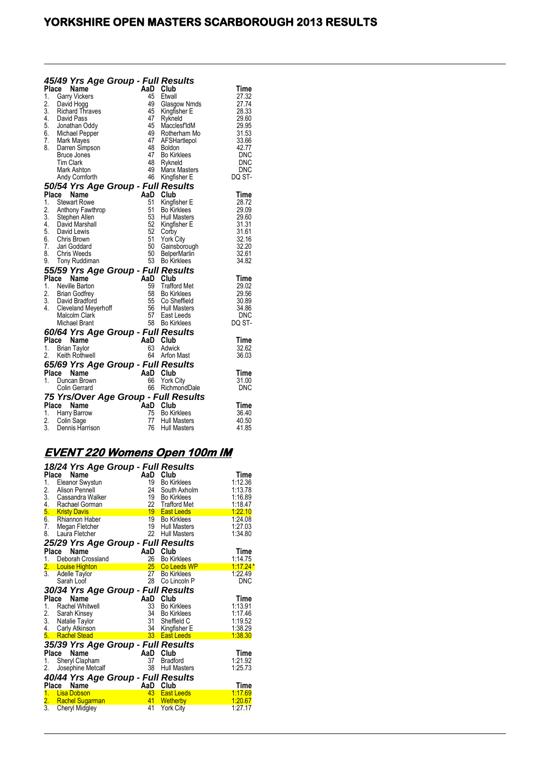# YORKSHIRE OPEN MASTERS SCARBOROUGH 2013 RESULTS

### 45/49 Yrs Age Group - Full Results

| Place | Name | AaD | Club | Time |
|---|---|---|---|---|
| 1. | Garry Vickers | 45 | Etwall | 27.32 |
| 2. | David Hogg | 49 | Glasgow Nmds | 27.74 |
| 3. | Richard Thraves | 45 | Kingfisher E | 28.33 |
| 4. | David Pass | 47 | Rykneld | 29.60 |
| 5. | Jonathan Oddy | 45 | Macclesf'ldM | 29.95 |
| 6. | Michael Pepper | 49 | Rotherham Mo | 31.53 |
| 7. | Mark Mayes | 47 | AFSHartlepol | 33.66 |
| 8. | Darren Simpson | 48 | Boldon | 42.77 |
| | Bruce Jones | 47 | Bo Kirklees | DNC |
| | Tim Clark | 48 | Rykneld | DNC |
| | Mark Ashton | 49 | Manx Masters | DNC |
| | Andy Cornforth | 46 | Kingfisher E | DQ ST- |

### 50/54 Yrs Age Group - Full Results

| Place | Name | AaD | Club | Time |
|---|---|---|---|---|
| 1. | Stewart Rowe | 51 | Kingfisher E | 28.72 |
| 2. | Anthony Fawthrop | 51 | Bo Kirklees | 29.09 |
| 3. | Stephen Allen | 53 | Hull Masters | 29.60 |
| 4. | David Marshall | 52 | Kingfisher E | 31.31 |
| 5. | David Lewis | 52 | Corby | 31.61 |
| 6. | Chris Brown | 51 | York City | 32.16 |
| 7. | Jari Goddard | 50 | Gainsborough | 32.20 |
| 8. | Chris Weeds | 50 | BelperMarlin | 32.61 |
| 9. | Tony Ruddiman | 53 | Bo Kirklees | 34.82 |

### 55/59 Yrs Age Group - Full Results

| Place | Name | AaD | Club | Time |
|---|---|---|---|---|
| 1. | Neville Barton | 59 | Trafford Met | 29.02 |
| 2. | Brian Godfrey | 58 | Bo Kirklees | 29.56 |
| 3. | David Bradford | 55 | Co Sheffield | 30.89 |
| 4. | Cleveland Meyerhoff | 56 | Hull Masters | 34.86 |
| | Malcolm Clark | 57 | East Leeds | DNC |
| | Michael Brant | 58 | Bo Kirklees | DQ ST- |

### 60/64 Yrs Age Group - Full Results

| Place | Name | AaD | Club | Time |
|---|---|---|---|---|
| 1. | Brian Taylor | 63 | Adwick | 32.62 |
| 2. | Keith Rothwell | 64 | Arfon Mast | 36.03 |

### 65/69 Yrs Age Group - Full Results

| Place | Name | AaD | Club | Time |
|---|---|---|---|---|
| 1. | Duncan Brown | 66 | York City | 31.00 |
| | Colin Gerrard | 66 | RichmondDale | DNC |

### 75 Yrs/Over Age Group - Full Results

| Place | Name | AaD | Club | Time |
|---|---|---|---|---|
| 1. | Harry Barrow | 75 | Bo Kirklees | 36.40 |
| 2. | Colin Sage | 77 | Hull Masters | 40.50 |
| 3. | Dennis Harrison | 76 | Hull Masters | 41.85 |

## EVENT 220 Womens Open 100m IM

### 18/24 Yrs Age Group - Full Results

| Place | Name | AaD | Club | Time |
|---|---|---|---|---|
| 1. | Eleanor Swystun | 19 | Bo Kirklees | 1:12.36 |
| 2. | Alison Pennell | 24 | South Axholm | 1:13.78 |
| 3. | Cassandra Walker | 19 | Bo Kirklees | 1:16.89 |
| 4. | Rachael Gorman | 22 | Trafford Met | 1:18.47 |
| 5. | Kristy Davis | 19 | East Leeds | 1:22.10 |
| 6. | Rhiannon Haber | 19 | Bo Kirklees | 1:24.08 |
| 7. | Megan Fletcher | 19 | Hull Masters | 1:27.03 |
| 8. | Laura Fletcher | 22 | Hull Masters | 1:34.80 |

### 25/29 Yrs Age Group - Full Results

| Place | Name | AaD | Club | Time |
|---|---|---|---|---|
| 1. | Deborah Crossland | 26 | Bo Kirklees | 1:14.75 |
| 2. | Louise Highton | 25 | Co Leeds WP | 1:17.24 * |
| 3. | Adelle Taylor | 27 | Bo Kirklees | 1:22.49 |
| | Sarah Loof | 28 | Co Lincoln P | DNC |

### 30/34 Yrs Age Group - Full Results

| Place | Name | AaD | Club | Time |
|---|---|---|---|---|
| 1. | Rachel Whitwell | 33 | Bo Kirklees | 1:13.91 |
| 2. | Sarah Kinsey | 34 | Bo Kirklees | 1:17.46 |
| 3. | Natalie Taylor | 31 | Sheffield C | 1:19.52 |
| 4. | Carly Atkinson | 34 | Kingfisher E | 1:38.29 |
| 5. | Rachel Stead | 33 | East Leeds | 1:38.30 |

### 35/39 Yrs Age Group - Full Results

| Place | Name | AaD | Club | Time |
|---|---|---|---|---|
| 1. | Sheryl Clapham | 37 | Bradford | 1:21.92 |
| 2. | Josephine Metcalf | 38 | Hull Masters | 1:25.73 |

### 40/44 Yrs Age Group - Full Results

| Place | Name | AaD | Club | Time |
|---|---|---|---|---|
| 1. | Lisa Dobson | 43 | East Leeds | 1:17.69 |
| 2. | Rachel Sugarman | 41 | Wetherby | 1:20.67 |
| 3. | Cheryl Midgley | 41 | York City | 1:27.17 |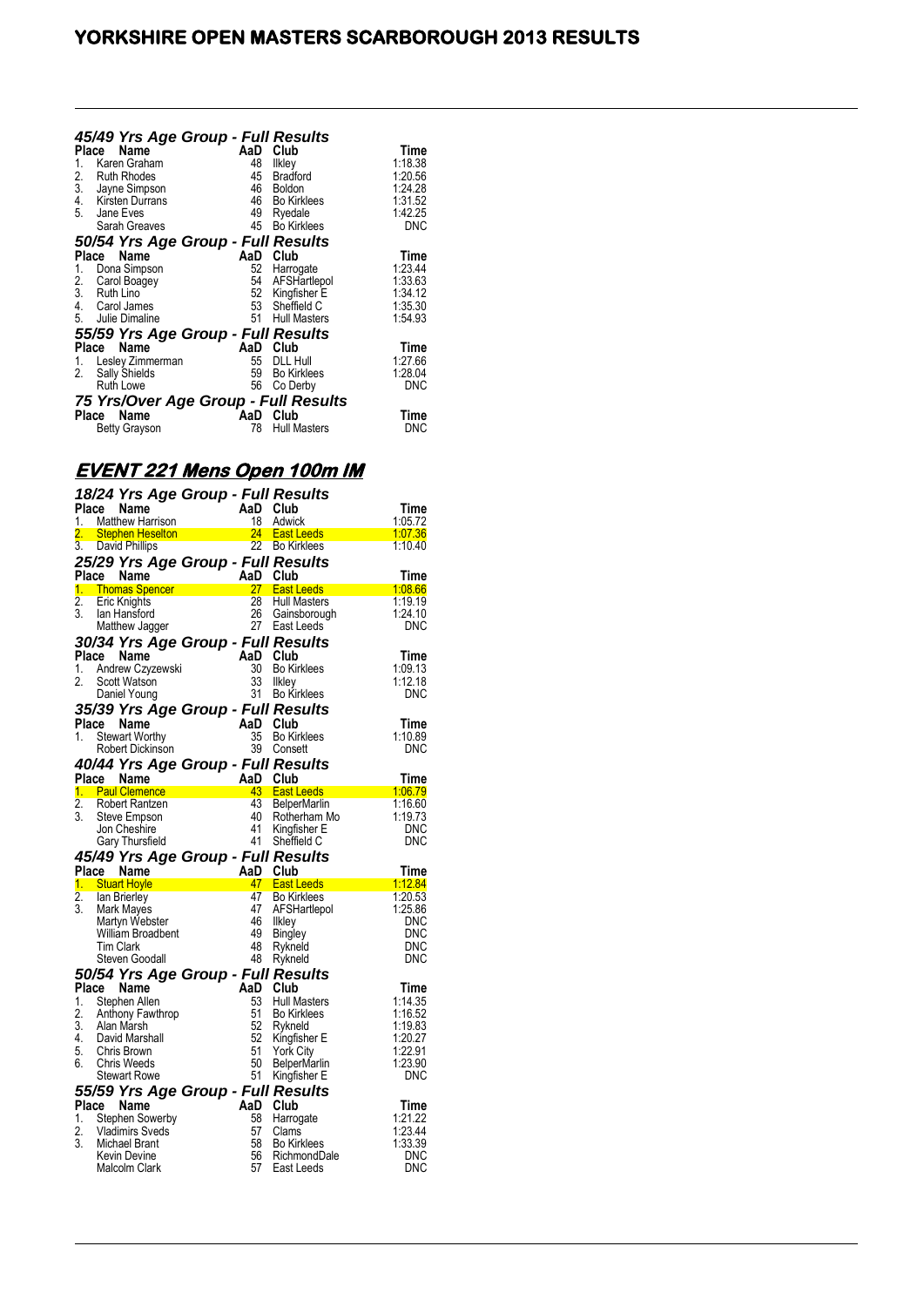### 45/49 Yrs Age Group - Full Results

| Place | Name | AaD | Club | Time |
|---|---|---|---|---|
| 1. | Karen Graham | 48 | Ilkley | 1:18.38 |
| 2. | Ruth Rhodes | 45 | Bradford | 1:20.56 |
| 3. | Jayne Simpson | 46 | Boldon | 1:24.28 |
| 4. | Kirsten Durrans | 46 | Bo Kirklees | 1:31.52 |
| 5. | Jane Eves | 49 | Ryedale | 1:42.25 |
| | Sarah Greaves | 45 | Bo Kirklees | DNC |

### 50/54 Yrs Age Group - Full Results

| Place | Name | AaD | Club | Time |
|---|---|---|---|---|
| 1. | Dona Simpson | 52 | Harrogate | 1:23.44 |
| 2. | Carol Boagey | 54 | AFSHartlepol | 1:33.63 |
| 3. | Ruth Lino | 52 | Kingfisher E | 1:34.12 |
| 4. | Carol James | 53 | Sheffield C | 1:35.30 |
| 5. | Julie Dimaline | 51 | Hull Masters | 1:54.93 |

### 55/59 Yrs Age Group - Full Results

| Place | Name | AaD | Club | Time |
|---|---|---|---|---|
| 1. | Lesley Zimmerman | 55 | DLL Hull | 1:27.66 |
| 2. | Sally Shields | 59 | Bo Kirklees | 1:28.04 |
| | Ruth Lowe | 56 | Co Derby | DNC |

### 75 Yrs/Over Age Group - Full Results

| Place | Name | AaD | Club | Time |
|---|---|---|---|---|
| | Betty Grayson | 78 | Hull Masters | DNC |

## EVENT 221 Mens Open 100m IM

### 18/24 Yrs Age Group - Full Results

| Place | Name | AaD | Club | Time |
|---|---|---|---|---|
| 1. | Matthew Harrison | 18 | Adwick | 1:05.72 |
| 2. | Stephen Heselton | 24 | East Leeds | 1:07.36 |
| 3. | David Phillips | 22 | Bo Kirklees | 1:10.40 |

### 25/29 Yrs Age Group - Full Results

| Place | Name | AaD | Club | Time |
|---|---|---|---|---|
| 1. | Thomas Spencer | 27 | East Leeds | 1:08.66 |
| 2. | Eric Knights | 28 | Hull Masters | 1:19.19 |
| 3. | Ian Hansford | 26 | Gainsborough | 1:24.10 |
| | Matthew Jagger | 27 | East Leeds | DNC |

### 30/34 Yrs Age Group - Full Results

| Place | Name | AaD | Club | Time |
|---|---|---|---|---|
| 1. | Andrew Czyzewski | 30 | Bo Kirklees | 1:09.13 |
| 2. | Scott Watson | 33 | Ilkley | 1:12.18 |
| | Daniel Young | 31 | Bo Kirklees | DNC |

### 35/39 Yrs Age Group - Full Results

| Place | Name | AaD | Club | Time |
|---|---|---|---|---|
| 1. | Stewart Worthy | 35 | Bo Kirklees | 1:10.89 |
| | Robert Dickinson | 39 | Consett | DNC |

### 40/44 Yrs Age Group - Full Results

| Place | Name | AaD | Club | Time |
|---|---|---|---|---|
| 1. | Paul Clemence | 43 | East Leeds | 1:06.79 |
| 2. | Robert Rantzen | 43 | BelperMarlin | 1:16.60 |
| 3. | Steve Empson | 40 | Rotherham Mo | 1:19.73 |
| | Jon Cheshire | 41 | Kingfisher E | DNC |
| | Gary Thursfield | 41 | Sheffield C | DNC |

### 45/49 Yrs Age Group - Full Results

| Place | Name | AaD | Club | Time |
|---|---|---|---|---|
| 1. | Stuart Hoyle | 47 | East Leeds | 1:12.84 |
| 2. | Ian Brierley | 47 | Bo Kirklees | 1:20.53 |
| 3. | Mark Mayes | 47 | AFSHartlepol | 1:25.86 |
| | Martyn Webster | 46 | Ilkley | DNC |
| | William Broadbent | 49 | Bingley | DNC |
| | Tim Clark | 48 | Rykneld | DNC |
| | Steven Goodall | 48 | Rykneld | DNC |

### 50/54 Yrs Age Group - Full Results

| Place | Name | AaD | Club | Time |
|---|---|---|---|---|
| 1. | Stephen Allen | 53 | Hull Masters | 1:14.35 |
| 2. | Anthony Fawthrop | 51 | Bo Kirklees | 1:16.52 |
| 3. | Alan Marsh | 52 | Rykneld | 1:19.83 |
| 4. | David Marshall | 52 | Kingfisher E | 1:20.27 |
| 5. | Chris Brown | 51 | York City | 1:22.91 |
| 6. | Chris Weeds | 50 | BelperMarlin | 1:23.90 |
| | Stewart Rowe | 51 | Kingfisher E | DNC |

### 55/59 Yrs Age Group - Full Results

| Place | Name | AaD | Club | Time |
|---|---|---|---|---|
| 1. | Stephen Sowerby | 58 | Harrogate | 1:21.22 |
| 2. | Vladimirs Sveds | 57 | Clams | 1:23.44 |
| 3. | Michael Brant | 58 | Bo Kirklees | 1:33.39 |
| | Kevin Devine | 56 | RichmondDale | DNC |
| | Malcolm Clark | 57 | East Leeds | DNC |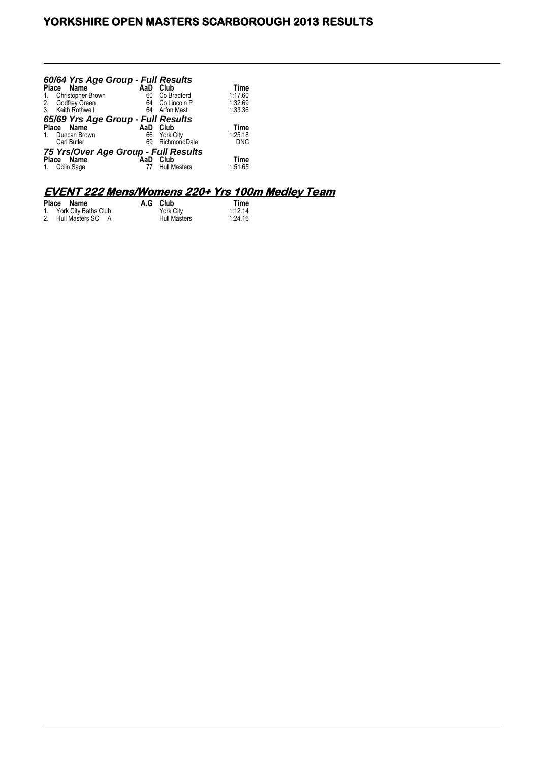### 60/64 Yrs Age Group - Full Results

| Place | Name | AaD | Club | Time |
|---|---|---|---|---|
| 1. | Christopher Brown | 60 | Co Bradford | 1:17.60 |
| 2. | Godfrey Green | 64 | Co Lincoln P | 1:32.69 |
| 3. | Keith Rothwell | 64 | Arfon Mast | 1:33.36 |

### 65/69 Yrs Age Group - Full Results

| Place | Name | AaD | Club | Time |
|---|---|---|---|---|
| 1. | Duncan Brown | 66 | York City | 1:25.18 |
| | Carl Butler | 69 | RichmondDale | DNC |

### 75 Yrs/Over Age Group - Full Results

| Place | Name | AaD | Club | Time |
|---|---|---|---|---|
| 1. | Colin Sage | 77 | Hull Masters | 1:51.65 |

## EVENT 222 Mens/Womens 220+ Yrs 100m Medley Team

| Place | Name | A.G | Club | Time |
|---|---|---|---|---|
| 1. | York City Baths Club | | York City | 1:12.14 |
| 2. | Hull Masters SC A | | Hull Masters | 1:24.16 |